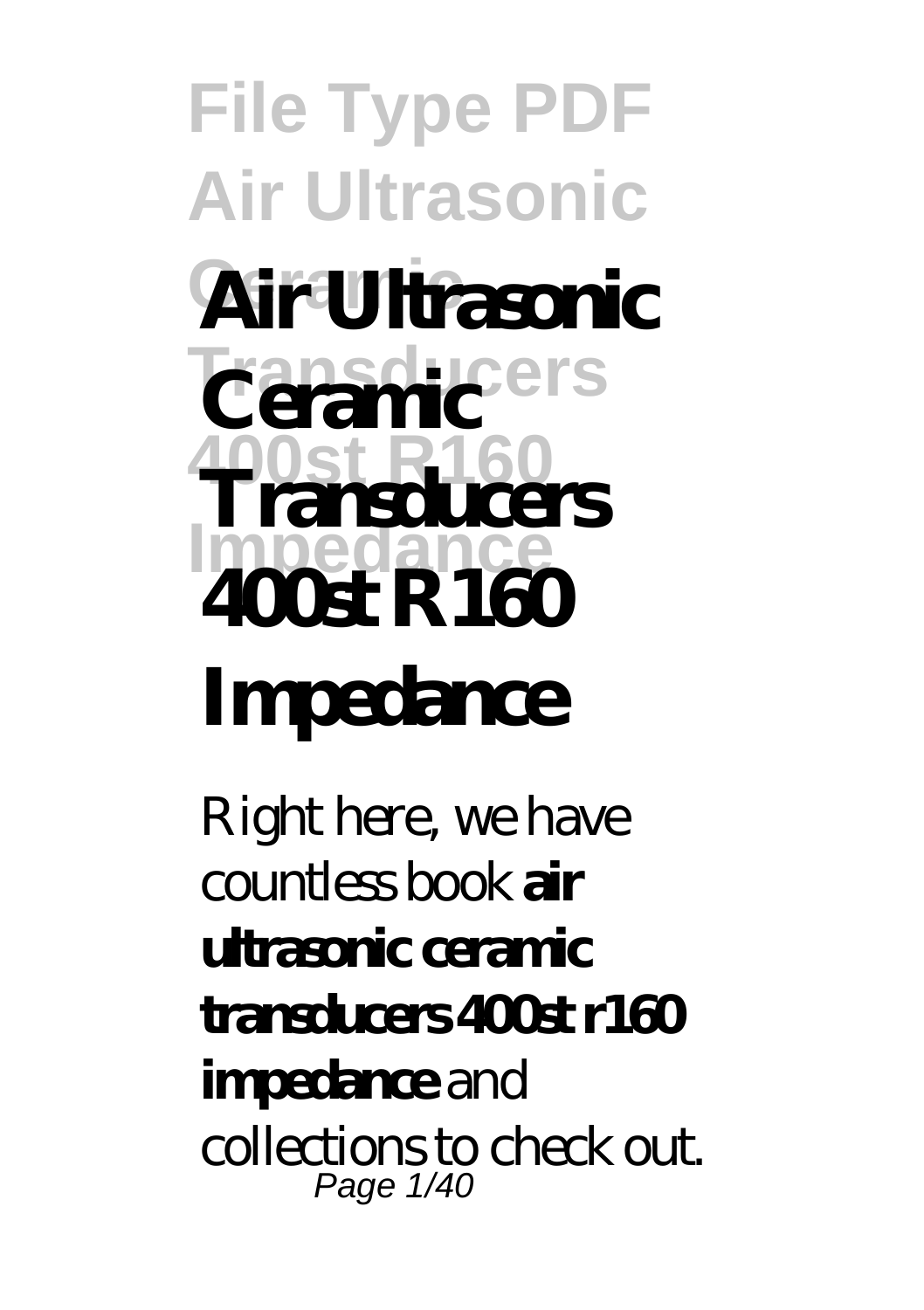# Air Ultrasonic Ceramic Transducers 400st R160 Impedance

Right here, we have countless book **air ultrasonic ceramic transducers 400st r160 impedance** and collections to check out.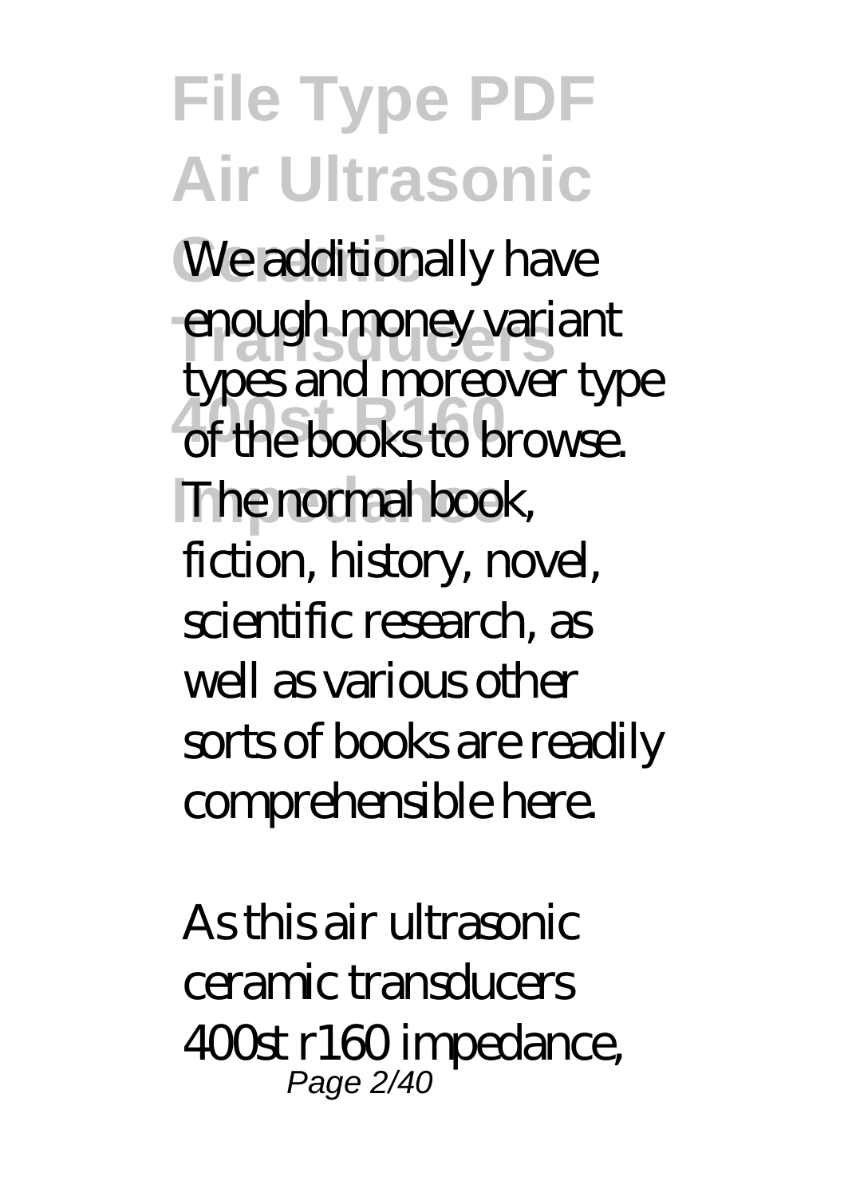We additionally have enough money variant types and moreover type of the books to browse. The normal book, fiction, history, novel, scientific research, as well as various other sorts of books are readily comprehensible here.

As this air ultrasonic ceramic transducers 400st r160 impedance,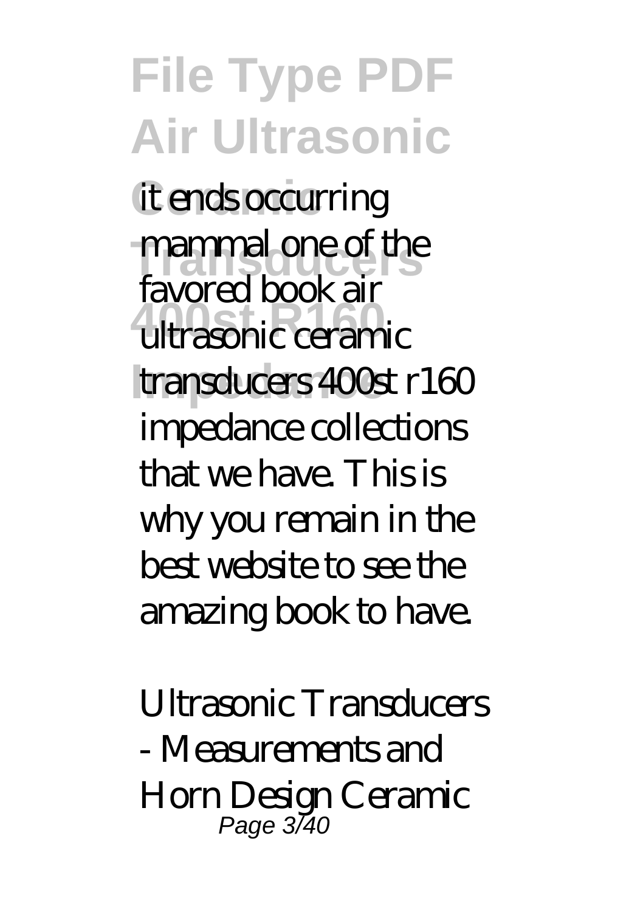it ends occurring mammal one of the favored book air ultrasonic ceramic transducers 400st r160 impedance collections that we have. This is why you remain in the best website to see the amazing book to have.

*Ultrasonic Transducers - Measurements and Horn Design Ceramic*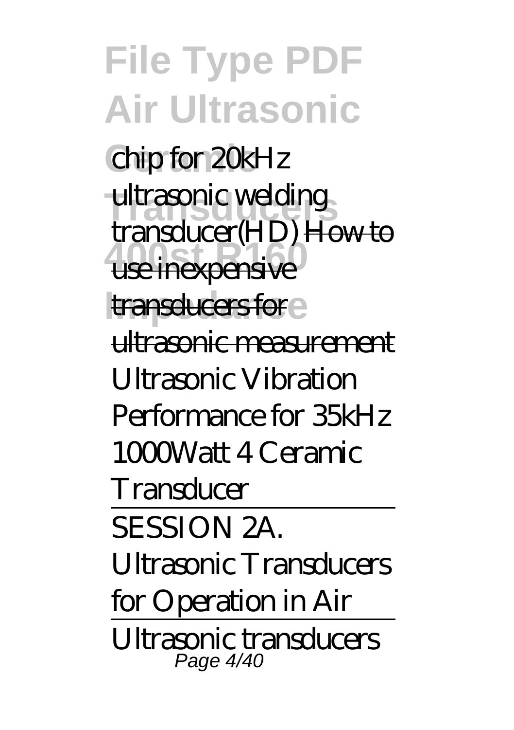chip for 20kHz ultrasonic welding transducer(HD) ~~How to use inexpensive transducers for ultrasonic measurement~~ Ultrasonic Vibration Performance for 35kHz 1000Watt 4 Ceramic Transducer

SESSION 2A. Ultrasonic Transducers for Operation in Air

Ultrasonic transducers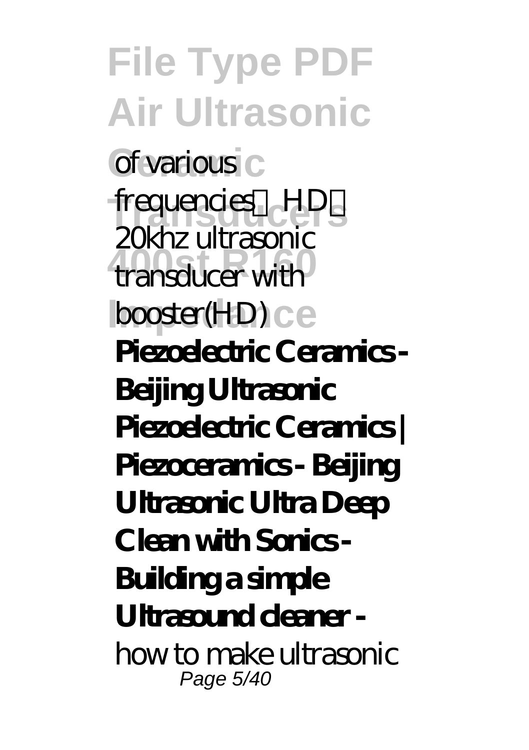*of various frequencies【HD】 20khz ultrasonic transducer with booster(HD)* **Piezoelectric Ceramics - Beijing Ultrasonic Piezoelectric Ceramics | Piezoceramics - Beijing Ultrasonic Ultra Deep Clean with Sonics - Building a simple Ultrasound cleaner -** *how to make ultrasonic*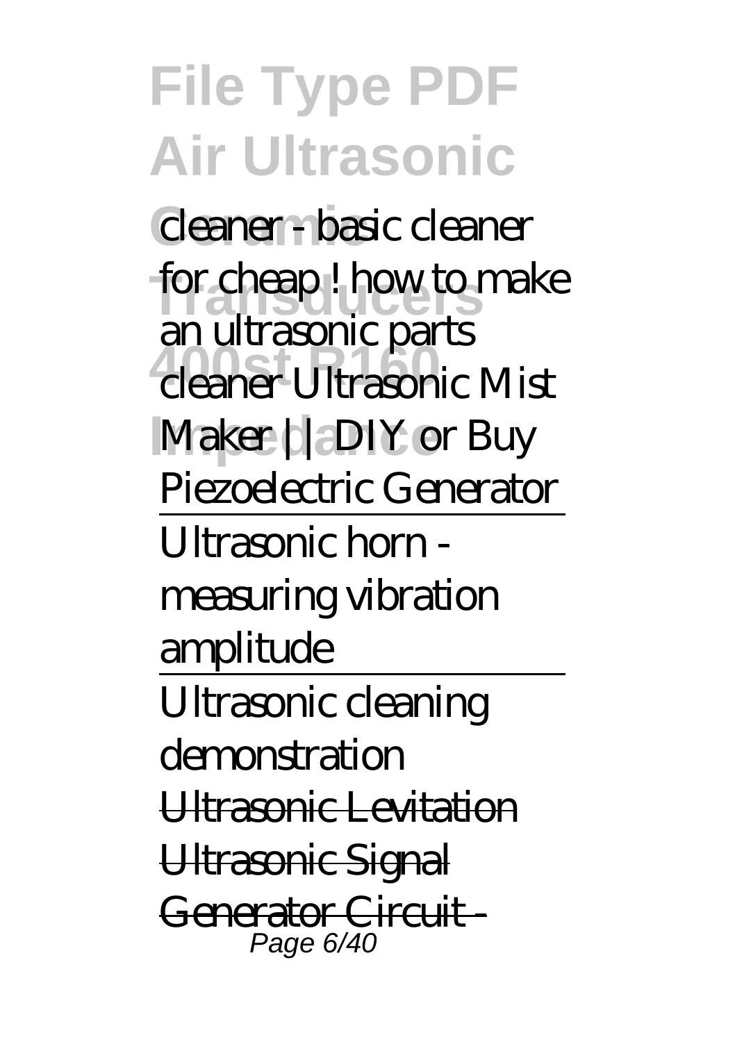*cleaner - basic cleaner for cheap ! how to make an ultrasonic parts cleaner Ultrasonic Mist Maker || DIY or Buy Piezoelectric Generator*

Ultrasonic horn - measuring vibration amplitude

Ultrasonic cleaning demonstration

Ultrasonic Levitation

Ultrasonic Signal Generator Circuit -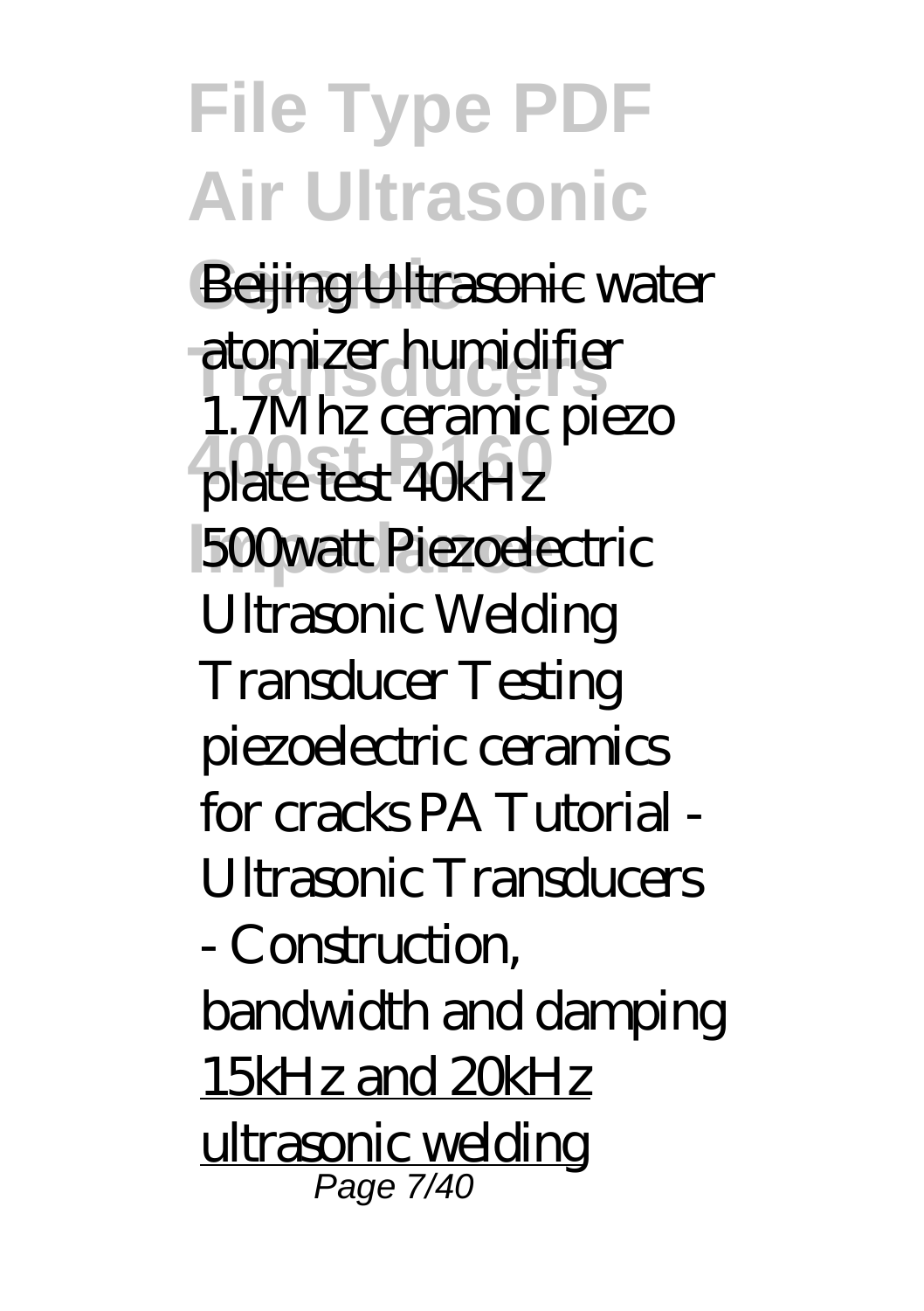Beijing Ultrasonic *water atomizer humidifier 1.7Mhz ceramic piezo plate test 40kHz 500watt Piezoelectric Ultrasonic Welding Transducer Testing piezoelectric ceramics for cracks PA Tutorial - Ultrasonic Transducers - Construction, bandwidth and damping* 15kHz and 20kHz ultrasonic welding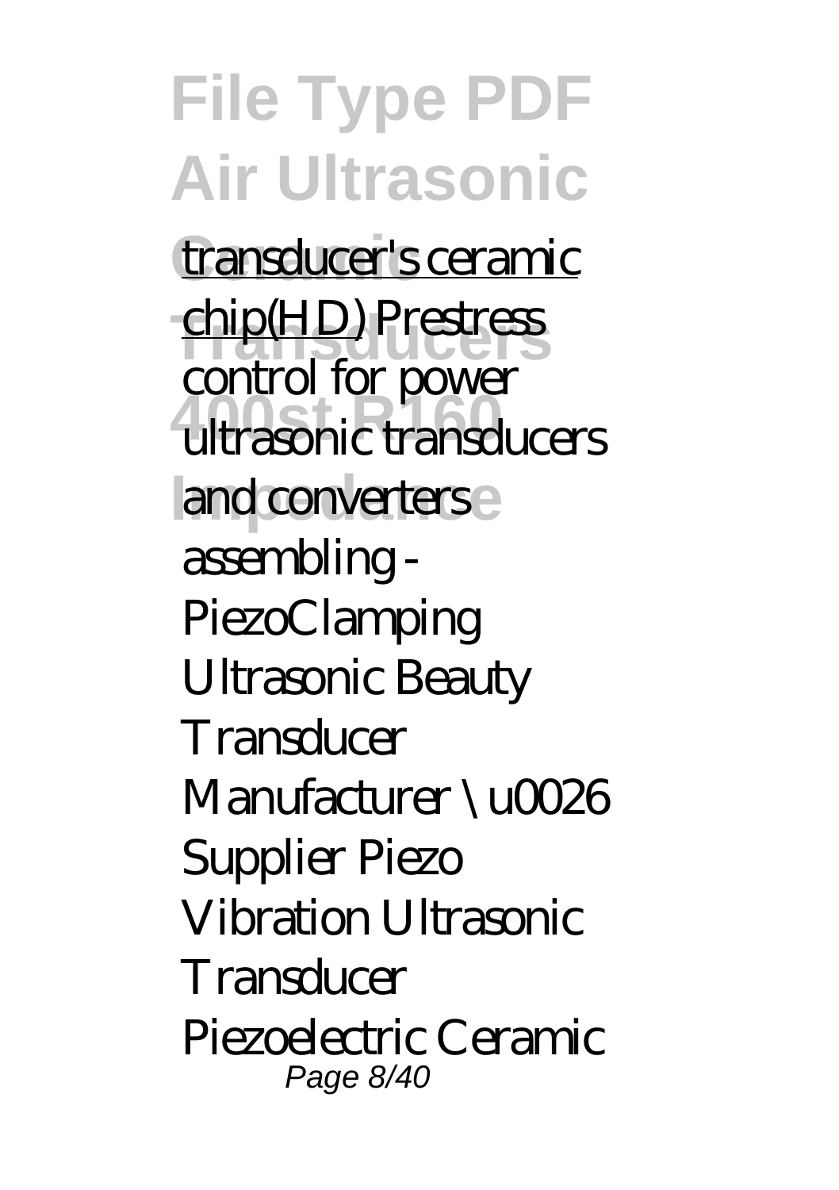transducer's ceramic chip(HD) *Prestress control for power ultrasonic transducers and converters assembling - PiezoClamping* *Ultrasonic Beauty Transducer Manufacturer \u0026 Supplier* *Piezo Vibration Ultrasonic Transducer Piezoelectric Ceramic*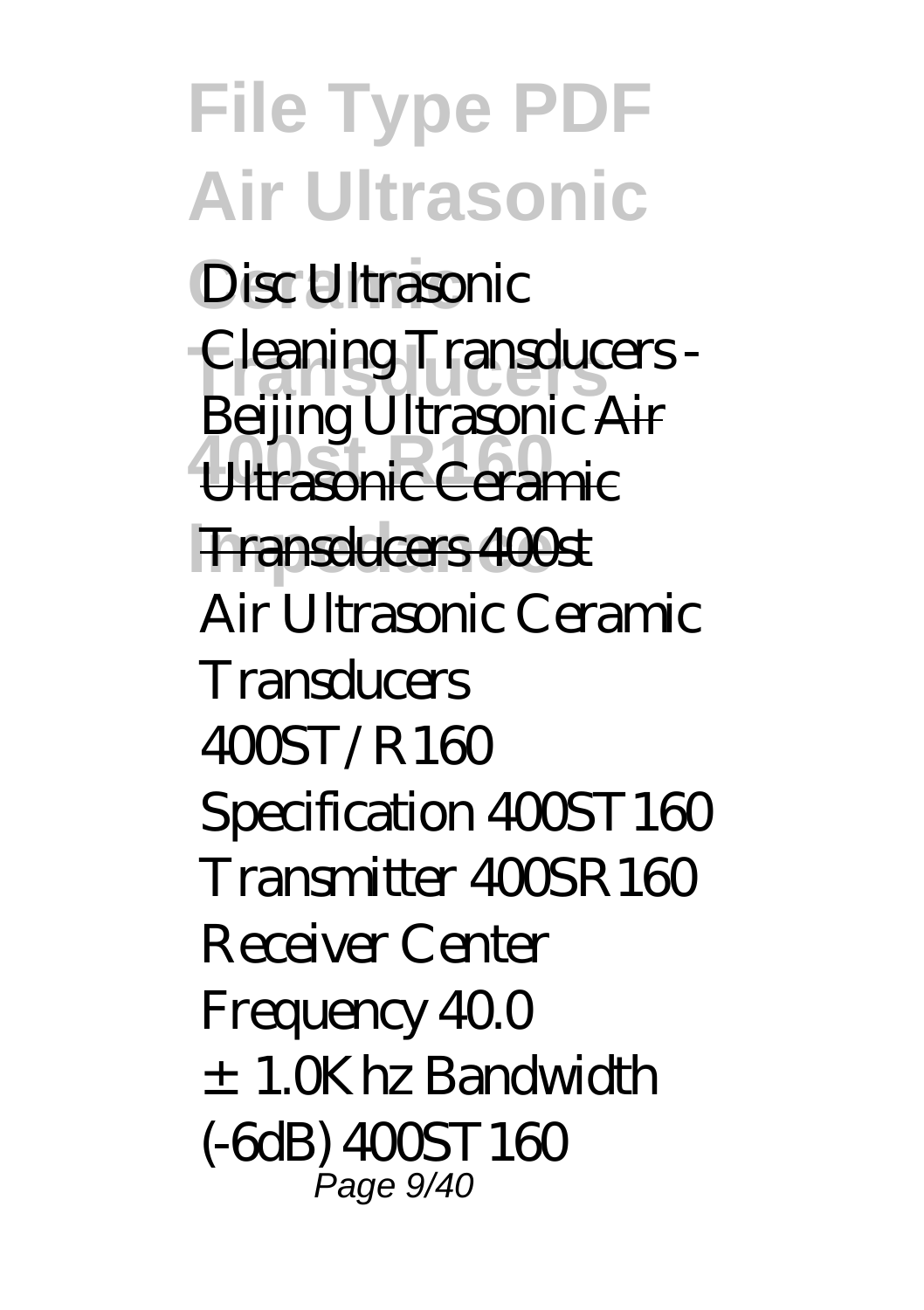*Disc Ultrasonic Cleaning Transducers - Beijing Ultrasonic* ~~Air Ultrasonic Ceramic Transducers 400st~~

Air Ultrasonic Ceramic Transducers 400ST/R160 Specification 400ST160 Transmitter 400SR160 Receiver Center Frequency 40.0 ±1.0Khz Bandwidth (-6dB) 400ST160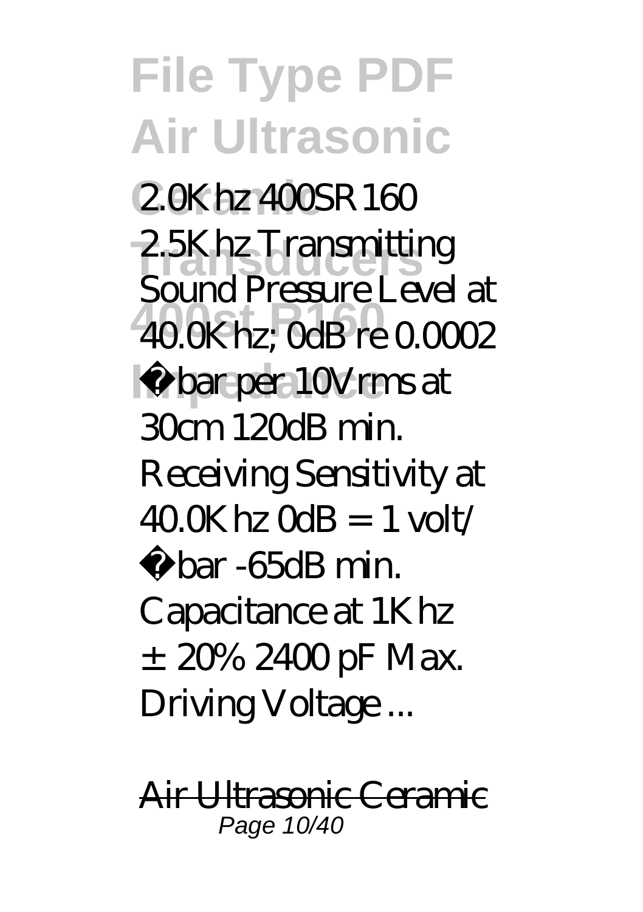2.0Khz 400SR160 2.5Khz Transmitting Sound Pressure Level at 40.0Khz; 0dB re 0.0002 µbar per 10Vrms at 30cm 120dB min. Receiving Sensitivity at 40.0Khz 0dB = 1 volt/ µbar -65dB min. Capacitance at 1Khz ± 20% 2400 pF Max. Driving Voltage ...

Air Ultrasonic Ceramic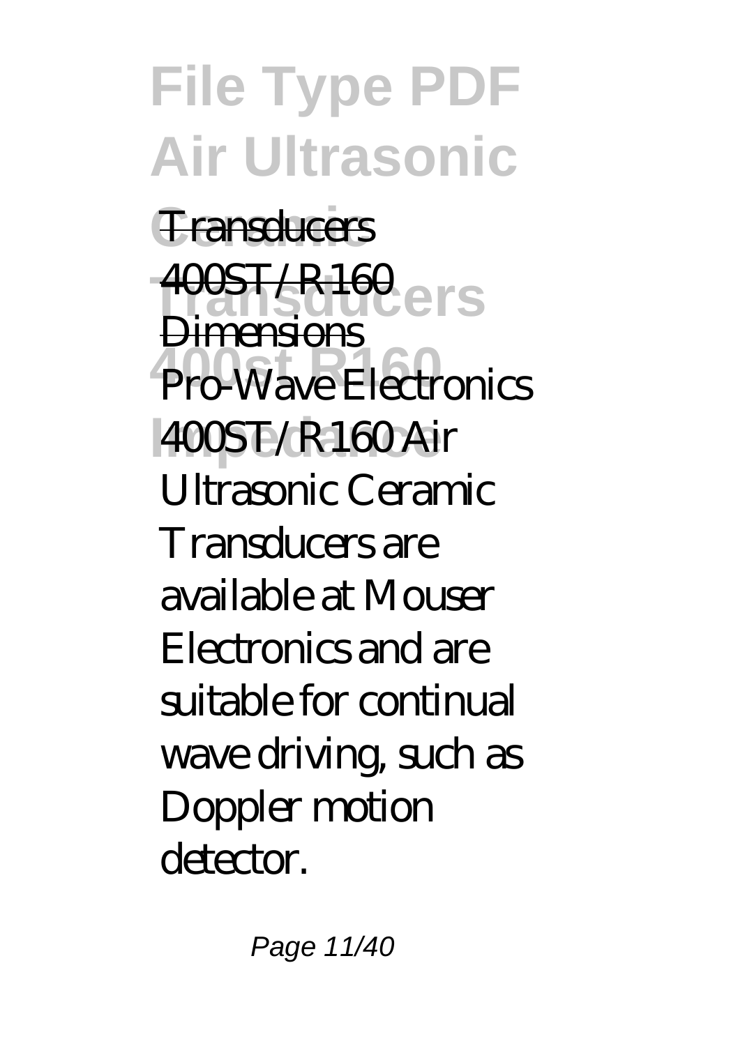Transducers

400ST/R160 Dimensions

Pro-Wave Electronics 400ST/R160 Air Ultrasonic Ceramic Transducers are available at Mouser Electronics and are suitable for continual wave driving, such as Doppler motion detector.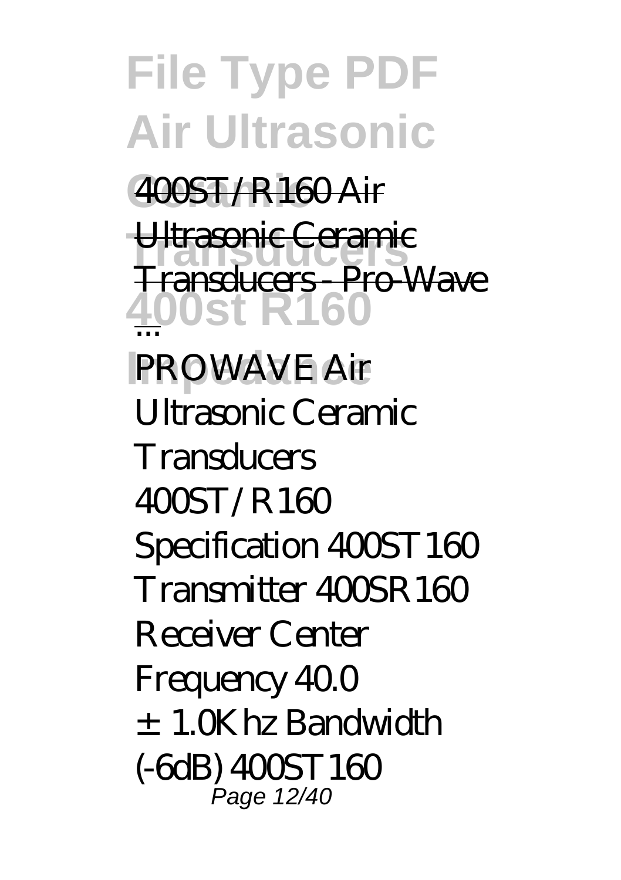**400ST/R160 Air Ultrasonic Ceramic Transducers - Pro-Wave ...**

PROWAVE Air Ultrasonic Ceramic Transducers 400ST/R160 Specification 400ST160 Transmitter 400SR160 Receiver Center Frequency 40.0 ±1.0Khz Bandwidth (-6dB) 400ST160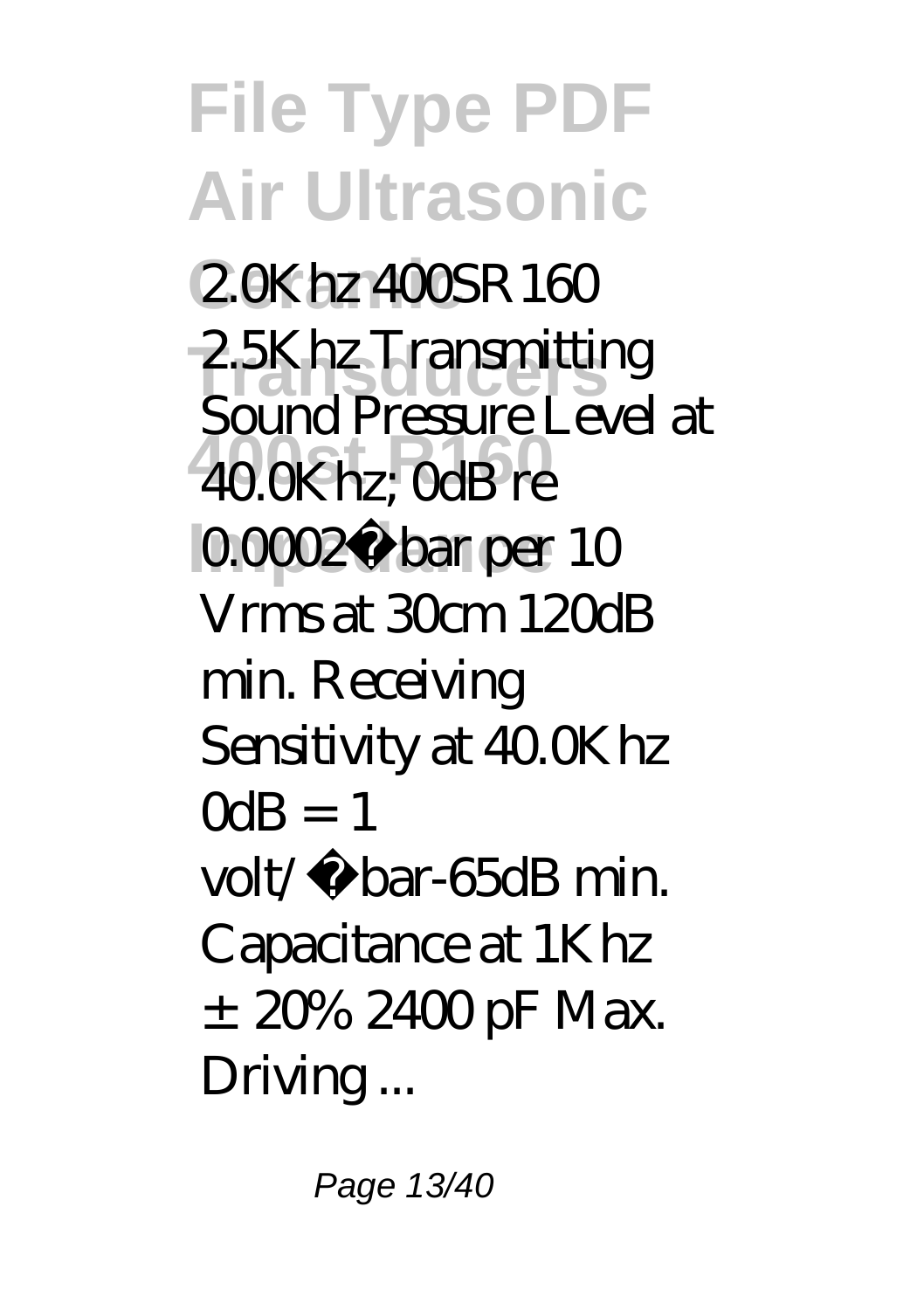2.0Khz 400SR160 2.5Khz Transmitting Sound Pressure Level at 40.0Khz; 0dB re 0.0002µbar per 10 Vrms at 30cm 120dB min. Receiving Sensitivity at 40.0Khz 0dB = 1 volt/µbar-65dB min. Capacitance at 1Khz ±20% 2400 pF Max. Driving ...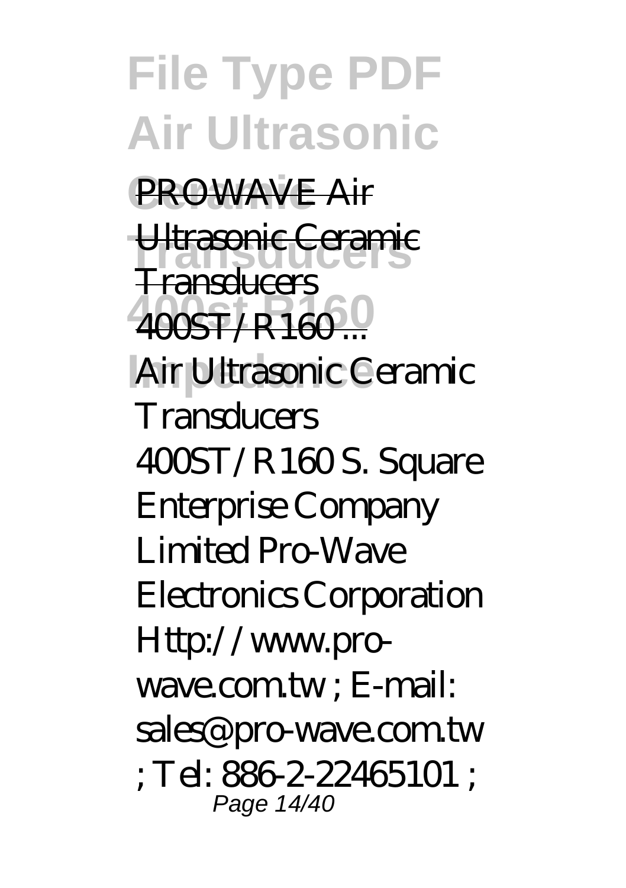[PROWAVE Air Ultrasonic Ceramic Transducers 400ST/R160 ...]()

Air Ultrasonic Ceramic Transducers 400ST/R160 S. Square Enterprise Company Limited Pro-Wave Electronics Corporation Http://www.pro-wave.com.tw ; E-mail: sales@pro-wave.com.tw ; Tel: 886-2-22465101 ;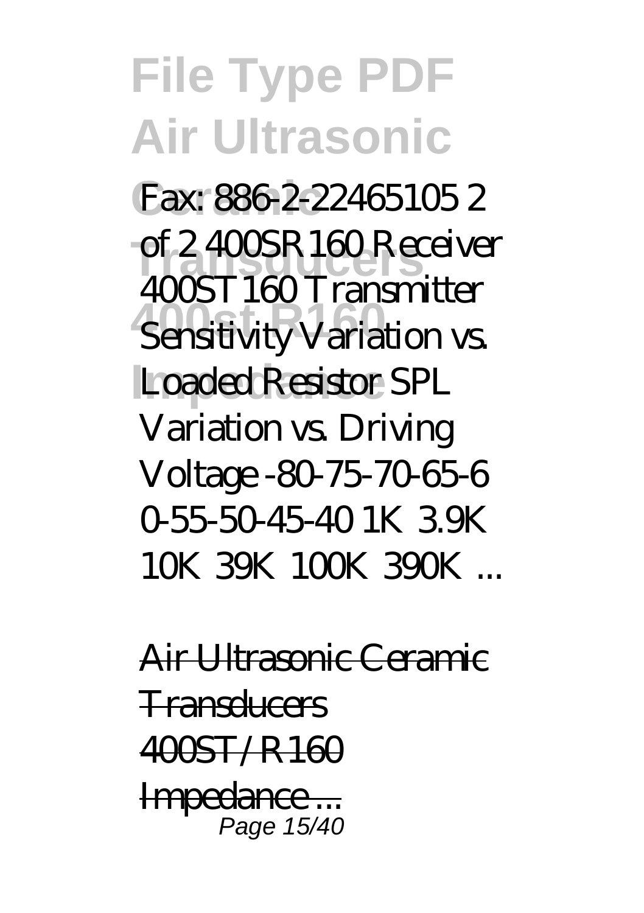Fax: 886-2-22465105 2 of 2 400SR160 Receiver 400ST160 Transmitter Sensitivity Variation vs. Loaded Resistor SPL Variation vs. Driving Voltage -80-75-70-65-6 0-55-50-45-40 1K 3.9K 10K 39K 100K 390K ...

Air Ultrasonic Ceramic Transducers 400ST/R160 Impedance ...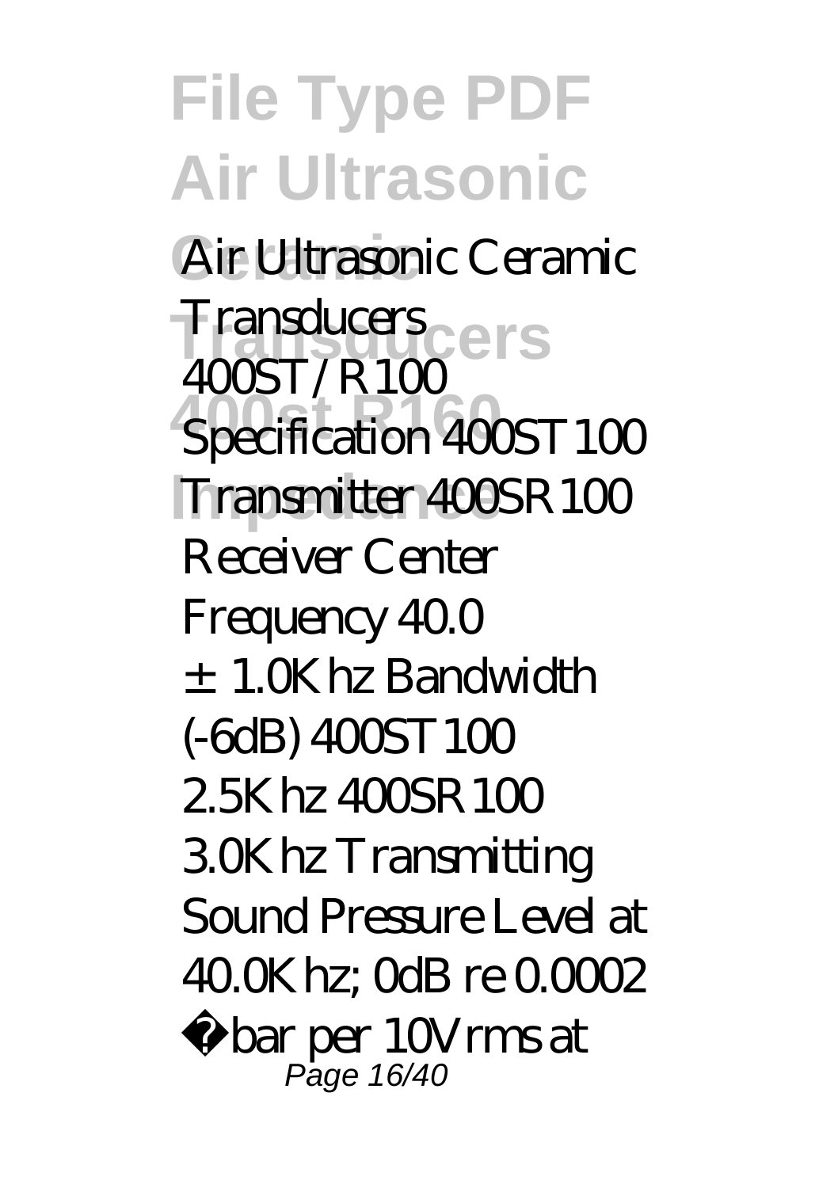Air Ultrasonic Ceramic Transducers 400ST/R100 Specification 400ST100 Transmitter 400SR100 Receiver Center Frequency 40.0 ±1.0Khz Bandwidth (-6dB) 400ST100 2.5Khz 400SR100 3.0Khz Transmitting Sound Pressure Level at 40.0Khz; 0dB re 0.0002 μbar per 10Vrms at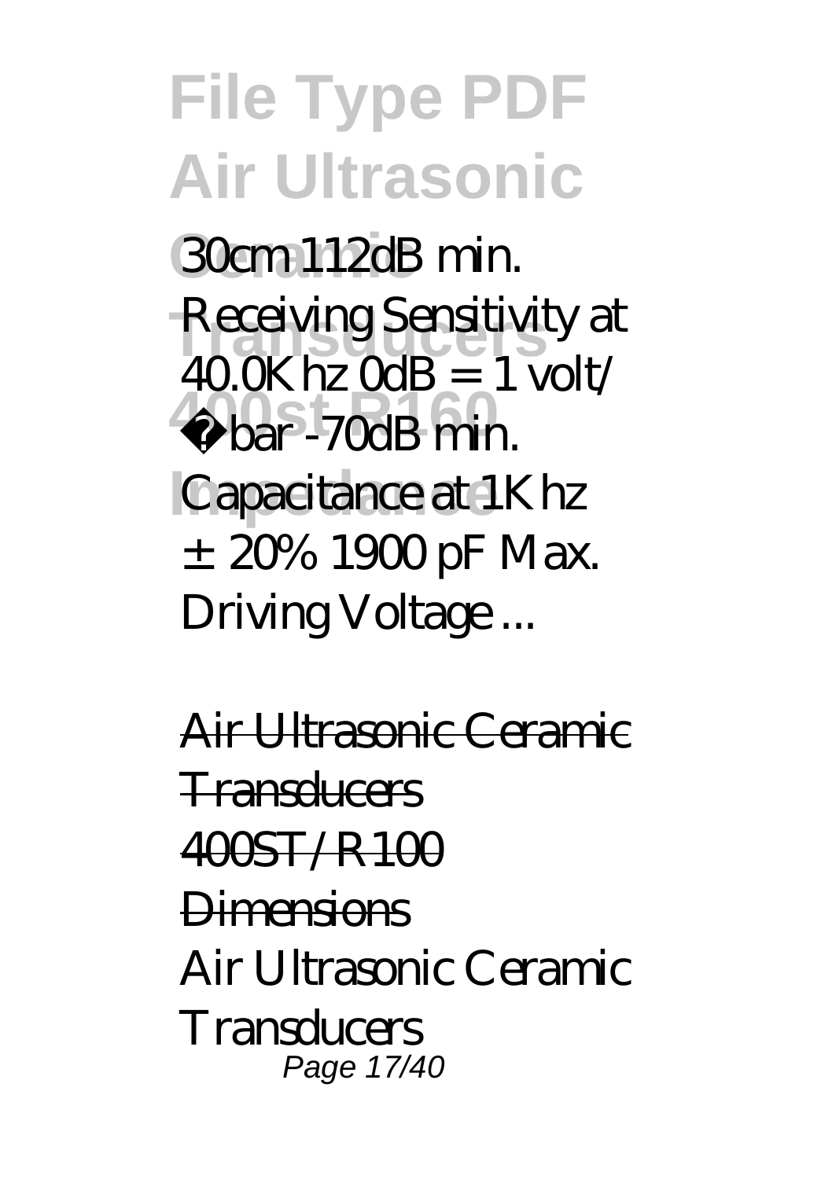30cm 112dB min. Receiving Sensitivity at 40.0Khz 0dB = 1 volt/ μbar -70dB min. Capacitance at 1Khz ± 20% 1900 pF Max. Driving Voltage ...

Air Ultrasonic Ceramic Transducers 400ST/R100 Dimensions

Air Ultrasonic Ceramic Transducers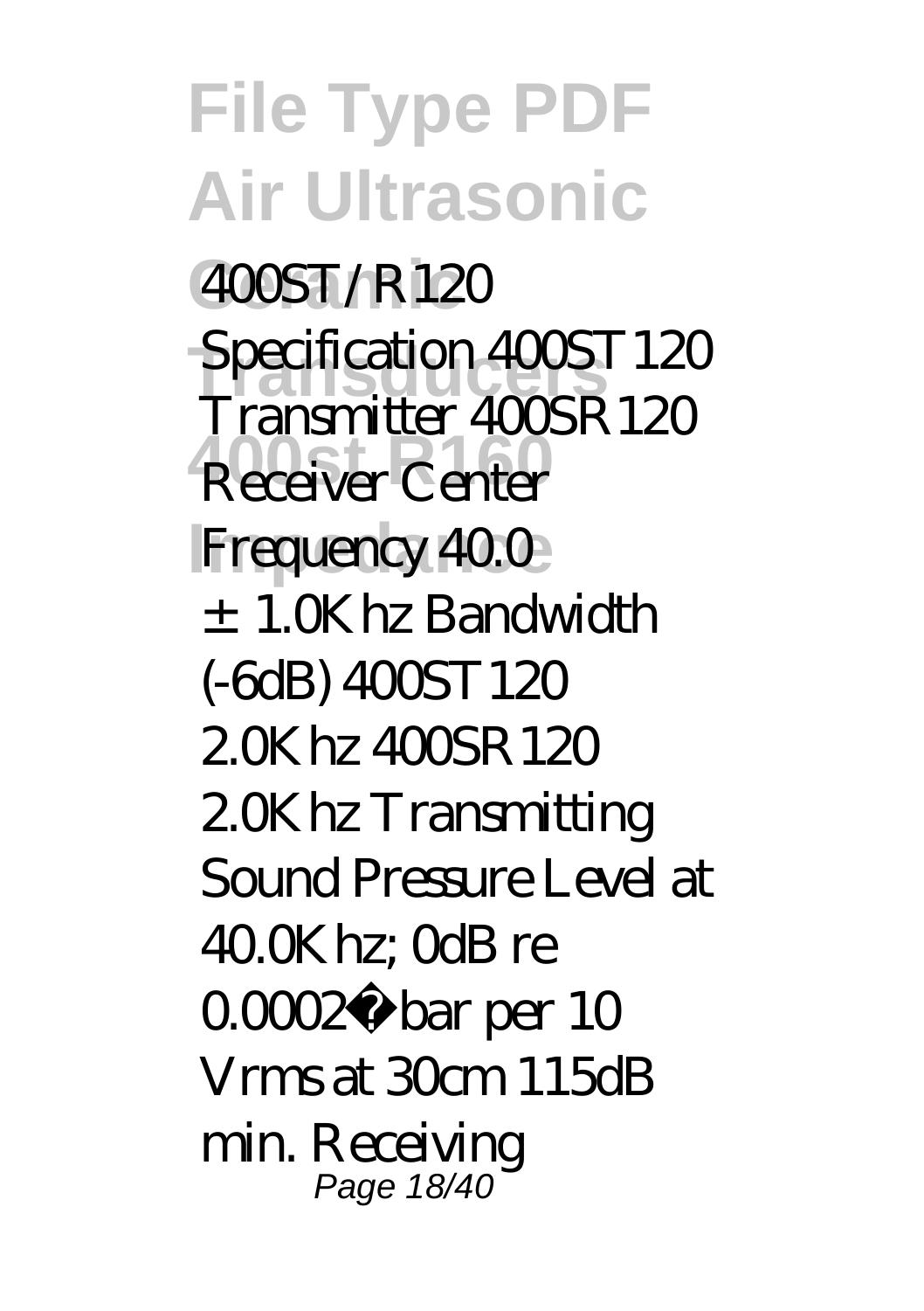400ST/R120 Specification 400ST120 Transmitter 400SR120 Receiver Center Frequency 40.0 ±1.0Khz Bandwidth (-6dB) 400ST120 2.0Khz 400SR120 2.0Khz Transmitting Sound Pressure Level at 40.0Khz; 0dB re 0.0002µbar per 10 Vrms at 30cm 115dB min. Receiving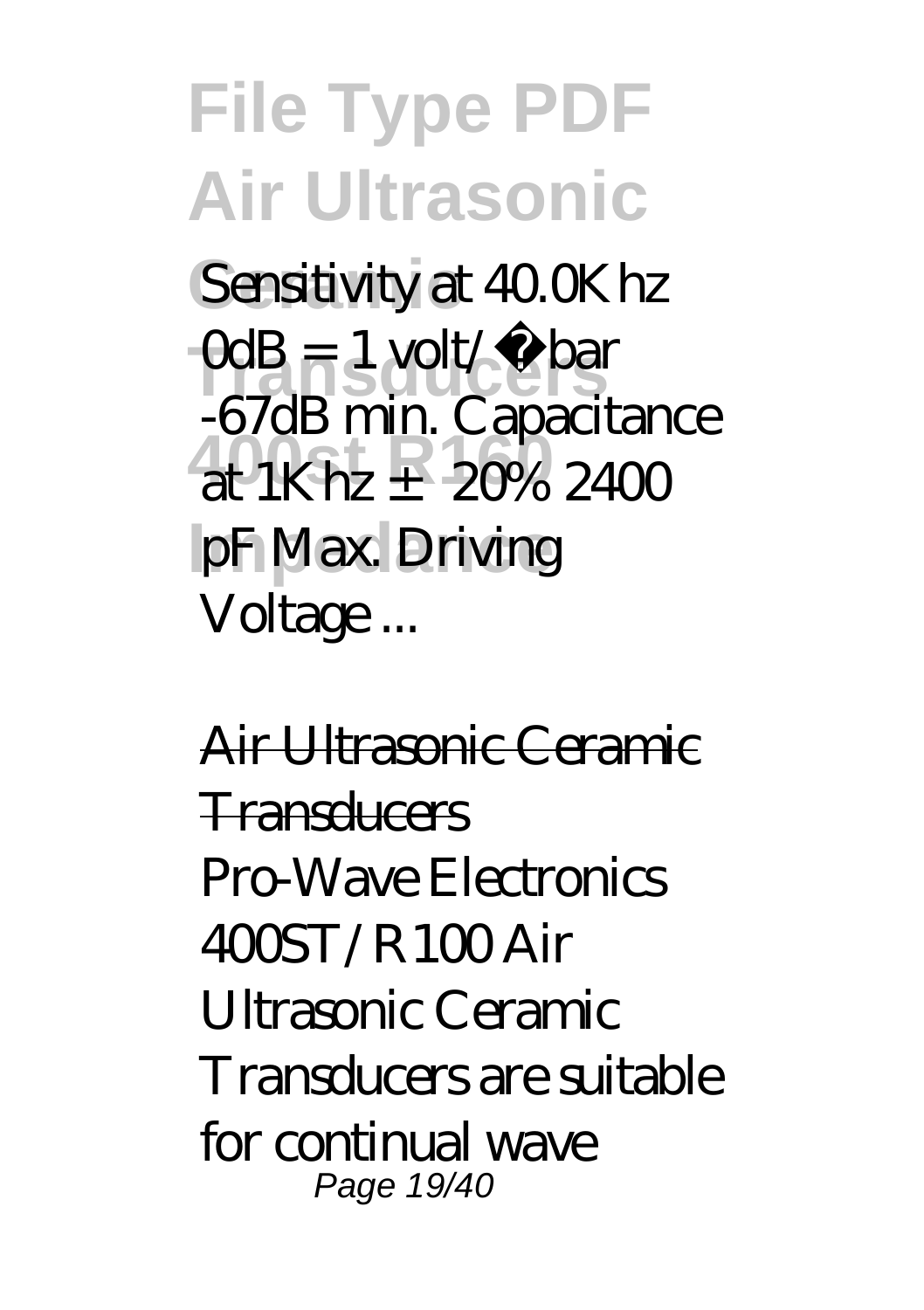Sensitivity at 40.0Khz 0dB = 1 volt/µbar -67dB min. Capacitance at 1Khz ±20% 2400 pF Max. Driving Voltage ...

Air Ultrasonic Ceramic Transducers

Pro-Wave Electronics 400ST/R100 Air Ultrasonic Ceramic Transducers are suitable for continual wave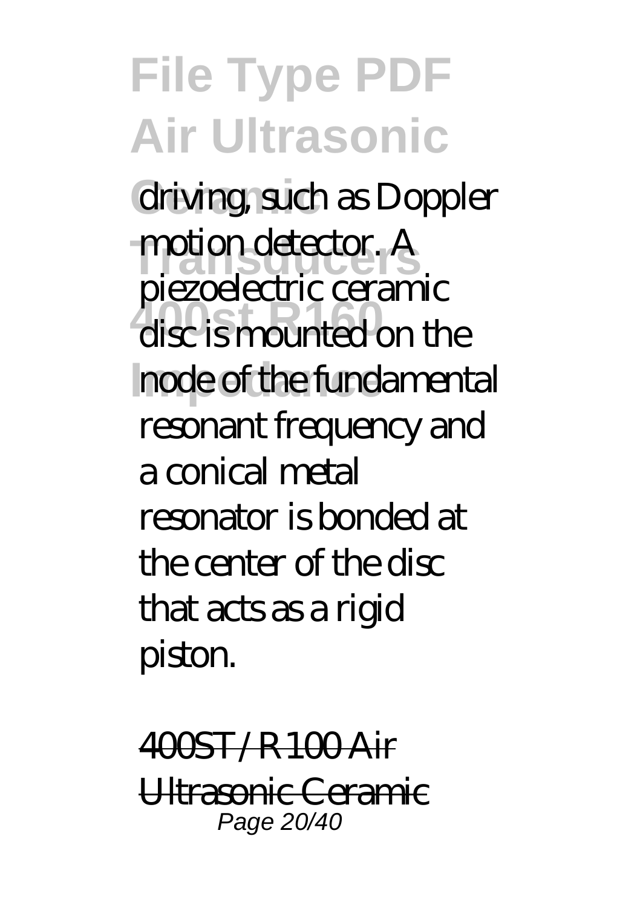driving, such as Doppler motion detector. A piezoelectric ceramic disc is mounted on the node of the fundamental resonant frequency and a conical metal resonator is bonded at the center of the disc that acts as a rigid piston.

400ST/R100 Air Ultrasonic Ceramic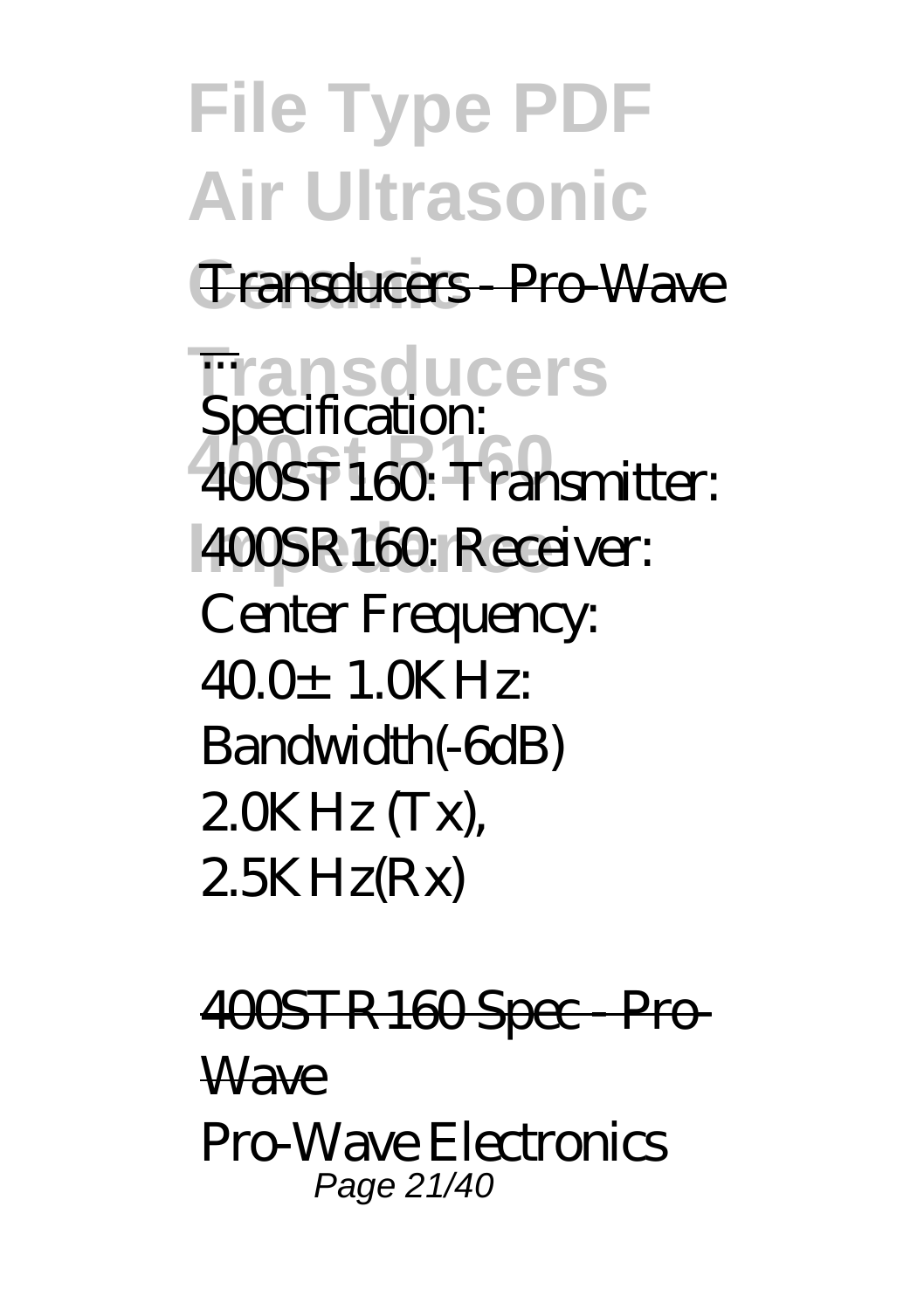Transducers - Pro-Wave ...

Specification: 400ST160: Transmitter: 400SR160: Receiver: Center Frequency: 40.0± 1.0KHz: Bandwidth(-6dB) 2.0KHz (Tx), 2.5KHz(Rx)

400STR160 Spec - Pro-Wave

Pro-Wave Electronics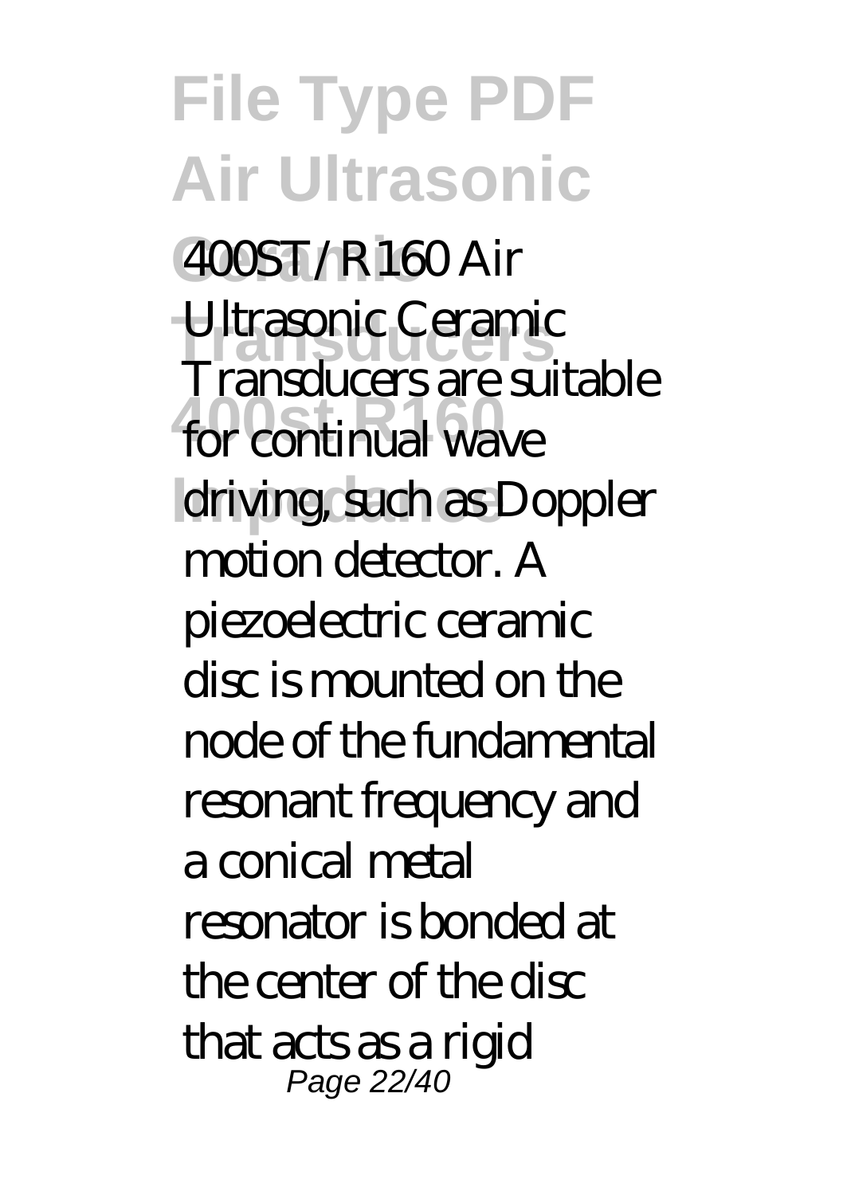400ST/R160 Air Ultrasonic Ceramic Transducers are suitable for continual wave driving, such as Doppler motion detector. A piezoelectric ceramic disc is mounted on the node of the fundamental resonant frequency and a conical metal resonator is bonded at the center of the disc that acts as a rigid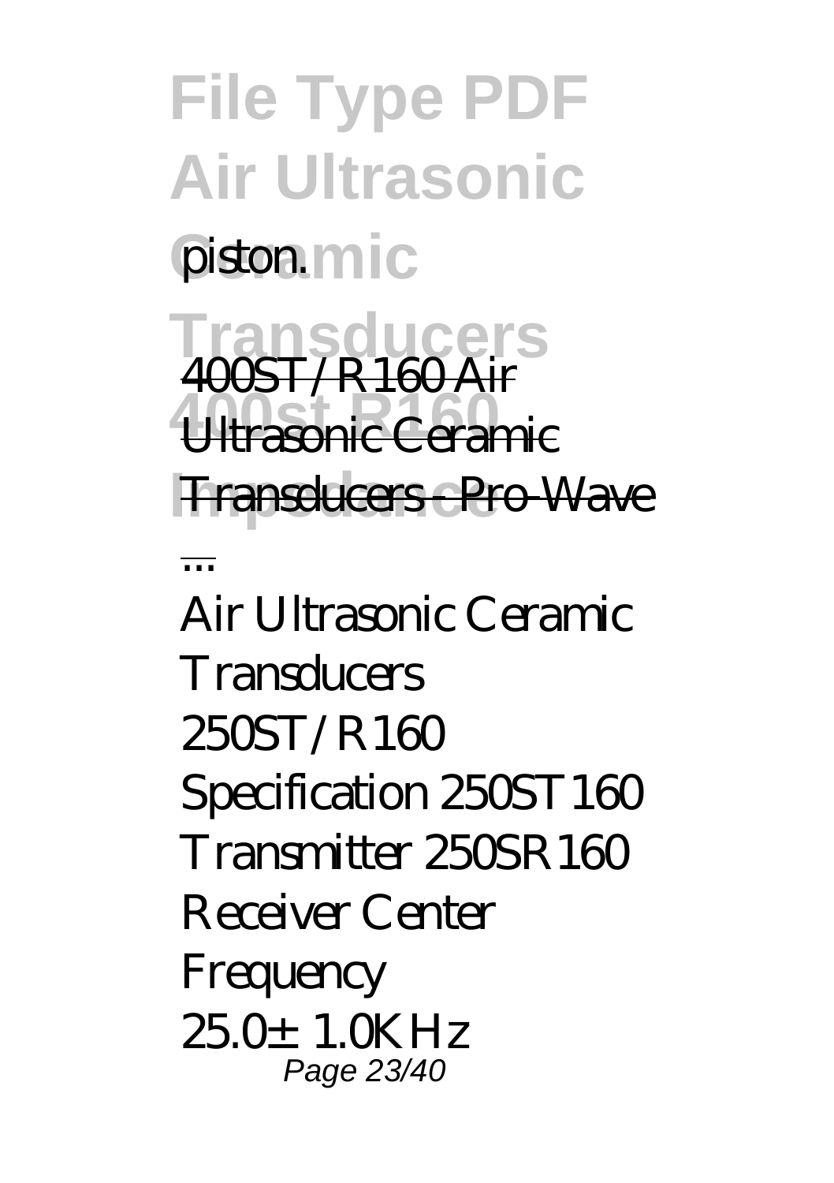piston.

400ST/R160 Air Ultrasonic Ceramic Transducers - Pro-Wave ...

Air Ultrasonic Ceramic Transducers 250ST/R160 Specification 250ST160 Transmitter 250SR160 Receiver Center Frequency 25.0±1.0KHz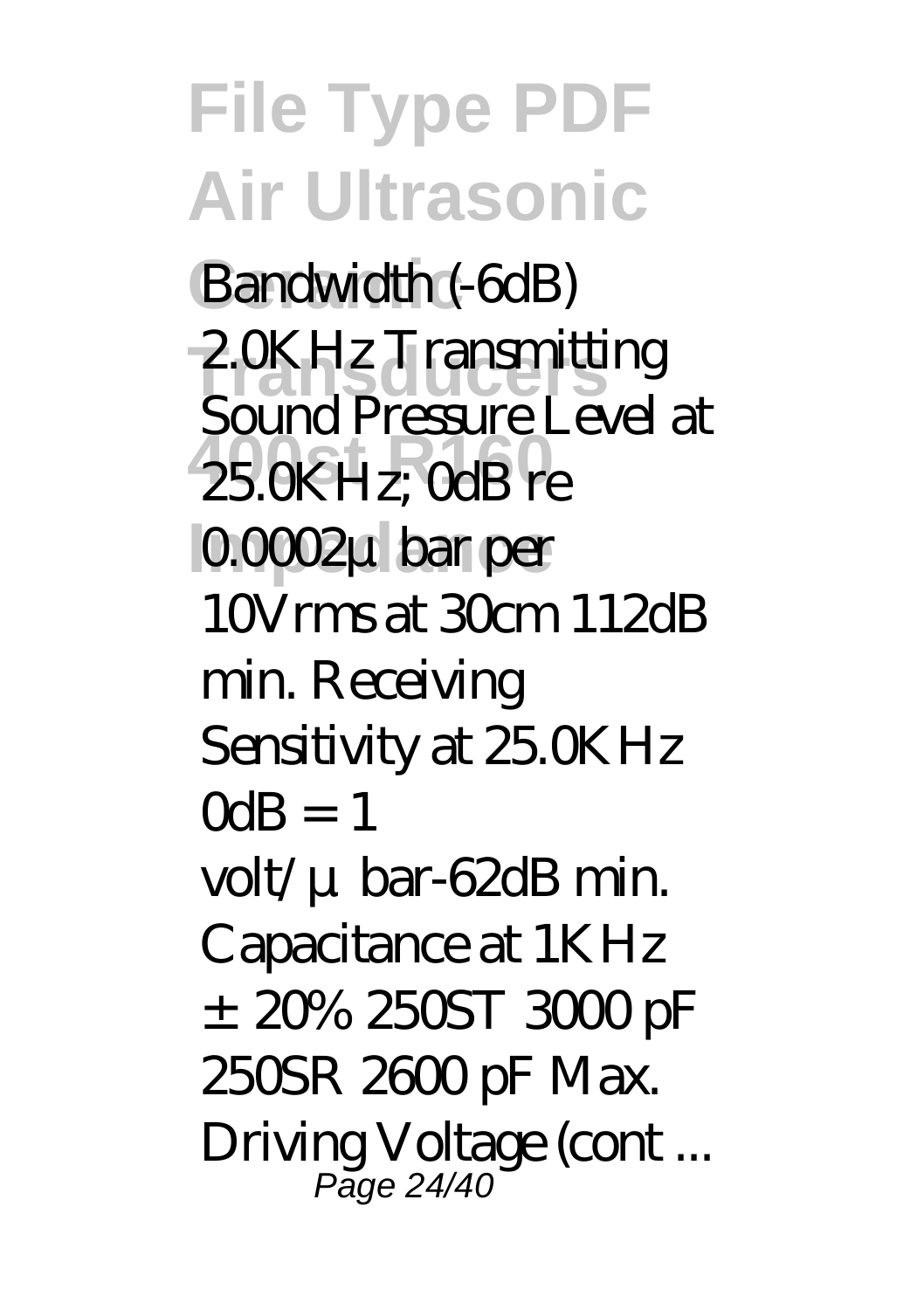Bandwidth (-6dB) 2.0KHz Transmitting Sound Pressure Level at 25.0KHz; 0dB re 0.0002µbar per 10Vrms at 30cm 112dB min. Receiving Sensitivity at 25.0KHz 0dB = 1 volt/µbar-62dB min. Capacitance at 1KHz ±20% 250ST 3000 pF 250SR 2600 pF Max. Driving Voltage (cont ...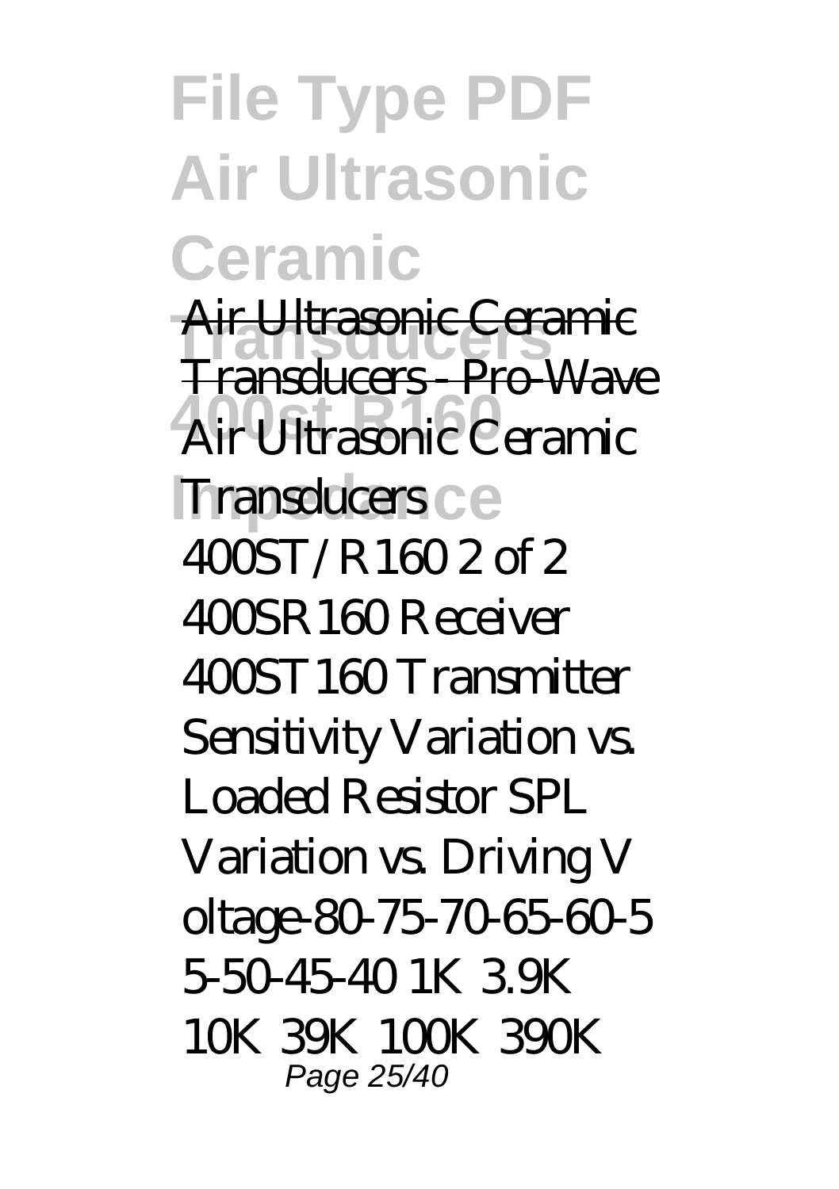Air Ultrasonic Ceramic Transducers - Pro-Wave

Air Ultrasonic Ceramic Transducers 400ST/R160 2 of 2 400SR160 Receiver 400ST160 Transmitter Sensitivity Variation vs. Loaded Resistor SPL Variation vs. Driving V oltage-80-75-70-65-60-5 5-50-45-40 1K 3.9K 10K 39K 100K 390K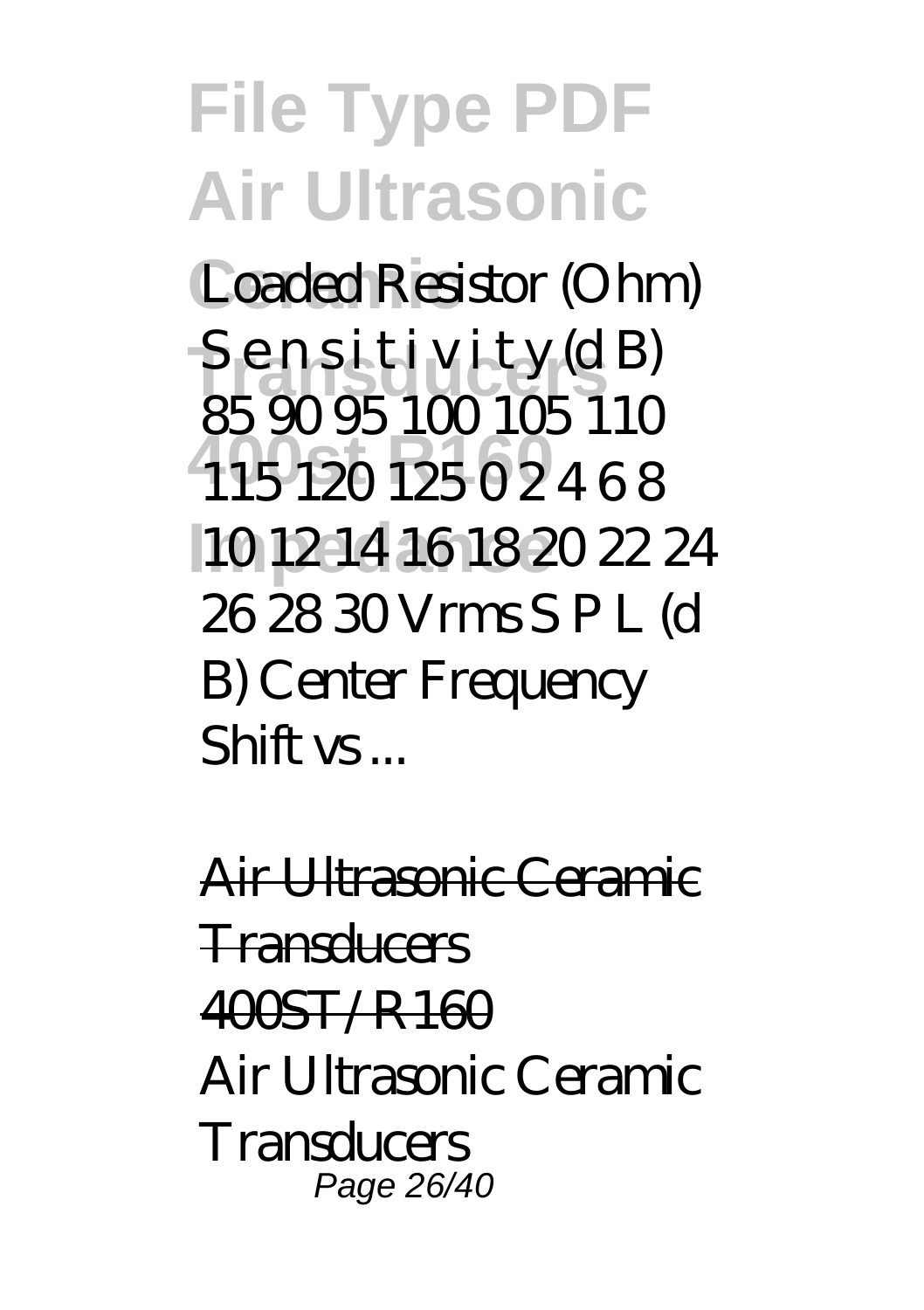Loaded Resistor (Ohm) S e n s i t i v i t y (d B) 85 90 95 100 105 110 115 120 125 0 2 4 6 8 10 12 14 16 18 20 22 24 26 28 30 Vrms S P L (d B) Center Frequency Shift vs ...

Air Ultrasonic Ceramic Transducers 400ST/R160

Air Ultrasonic Ceramic Transducers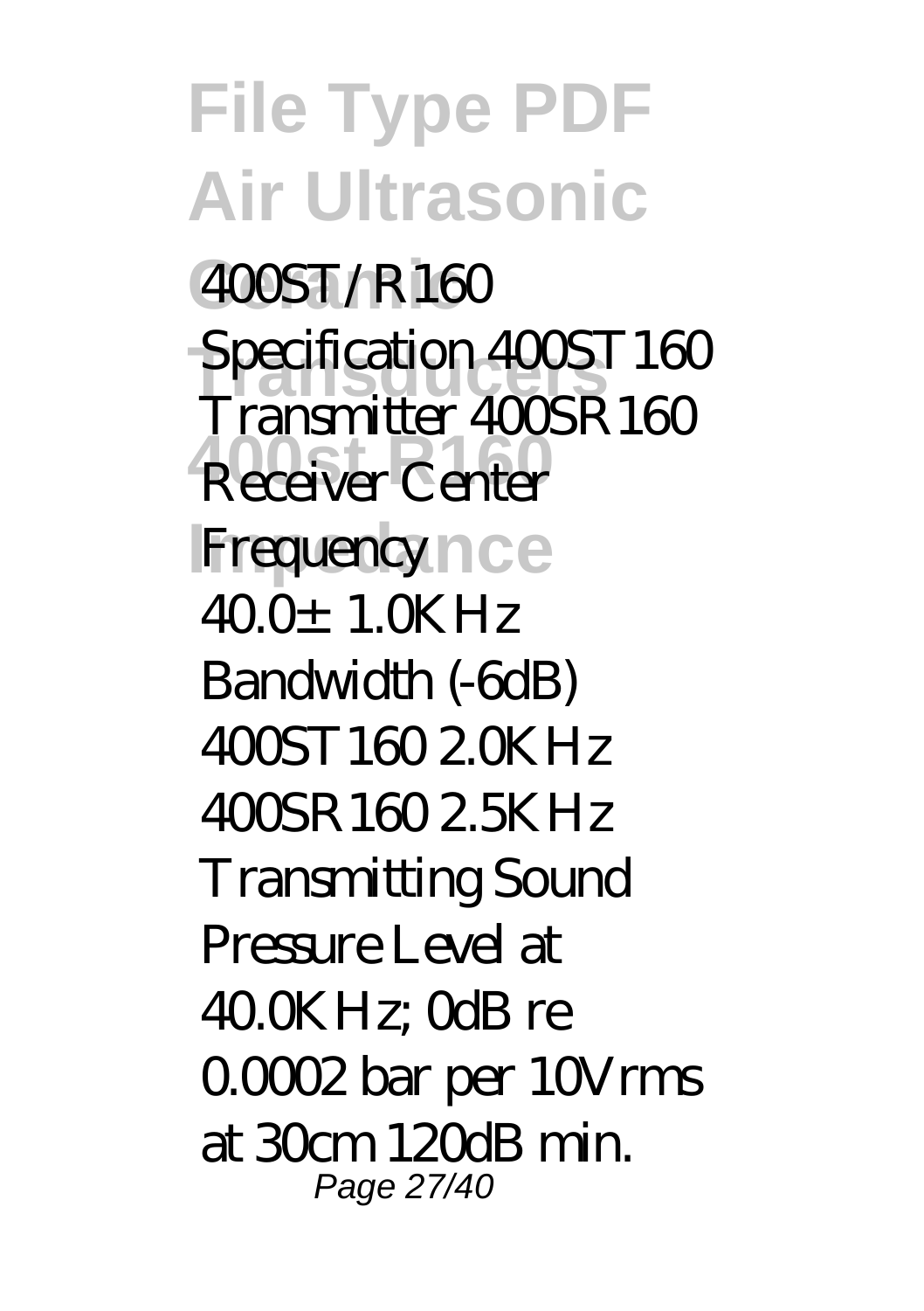400ST/R160 Specification 400ST160 Transmitter 400SR160 Receiver Center Frequency 40.0±1.0KHz Bandwidth (-6dB) 400ST160 2.0KHz 400SR160 2.5KHz Transmitting Sound Pressure Level at 40.0KHz; 0dB re 0.0002 bar per 10Vrms at 30cm 120dB min.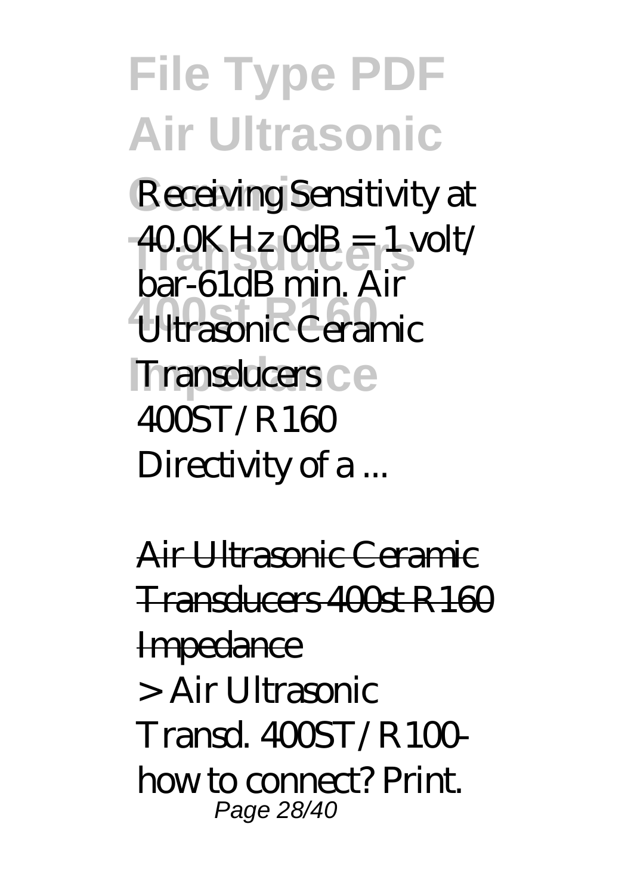Receiving Sensitivity at 40.0KHz 0dB = 1 volt/ bar-61dB min. Air Ultrasonic Ceramic Transducers 400ST/R160 Directivity of a ...

Air Ultrasonic Ceramic Transducers 400st R160 Impedance

> Air Ultrasonic Transd. 400ST/R100- how to connect? Print.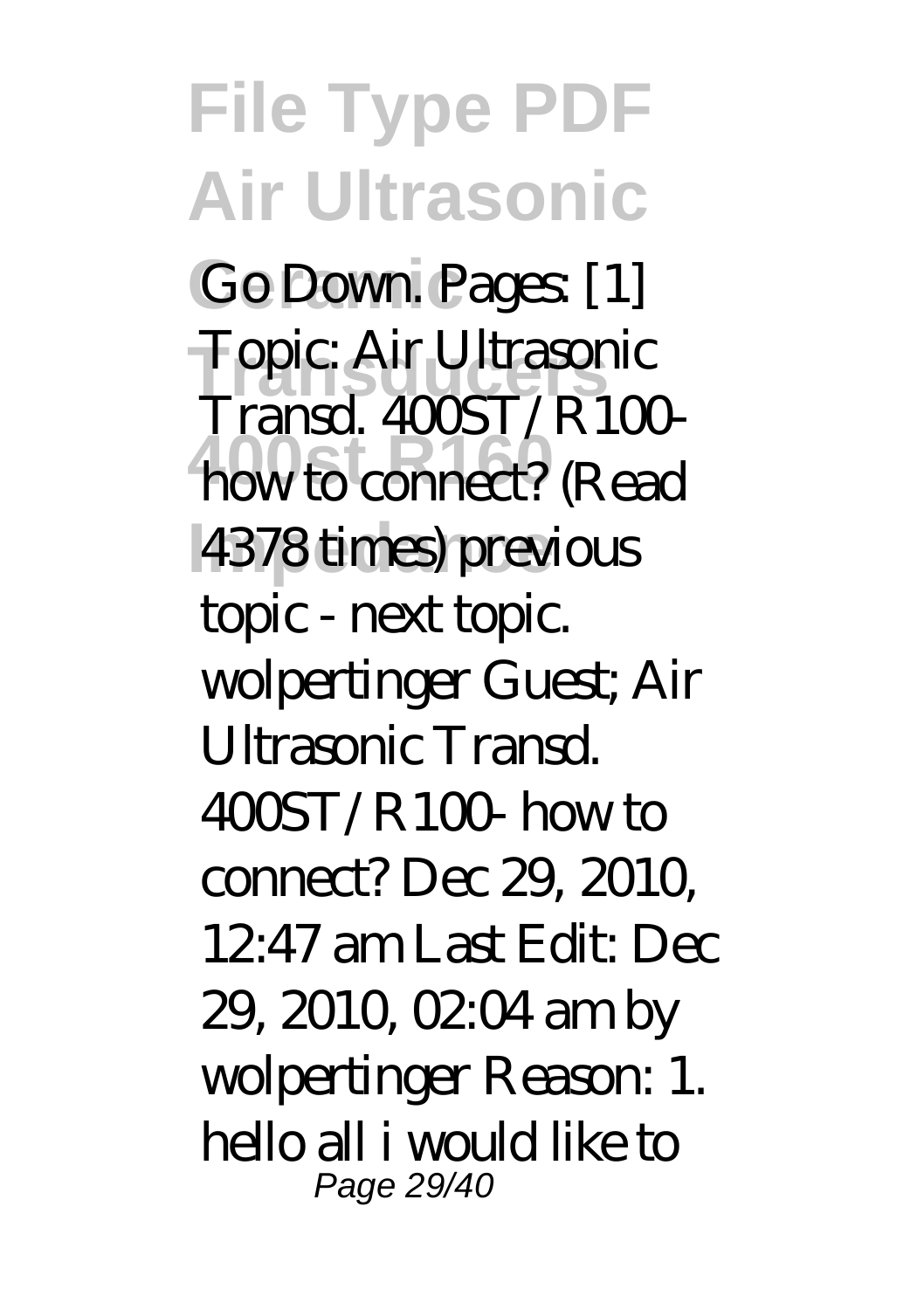Go Down. Pages: [1] Topic: Air Ultrasonic Transd. 400ST/R100- how to connect? (Read 4378 times) previous topic - next topic. wolpertinger Guest; Air Ultrasonic Transd. 400ST/R100- how to connect? Dec 29, 2010, 12:47 am Last Edit: Dec 29, 2010, 02:04 am by wolpertinger Reason: 1. hello all i would like to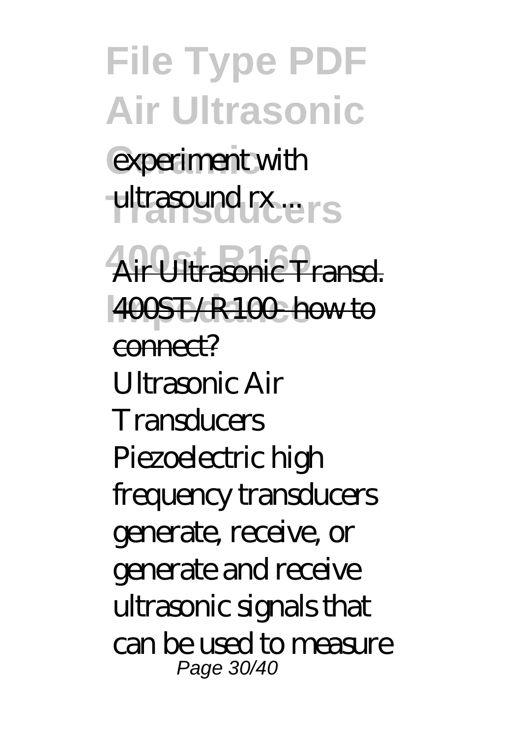experiment with ultrasound rx ...

Air Ultrasonic Transd. 400ST/R100- how to connect?

Ultrasonic Air Transducers

Piezoelectric high frequency transducers generate, receive, or generate and receive ultrasonic signals that can be used to measure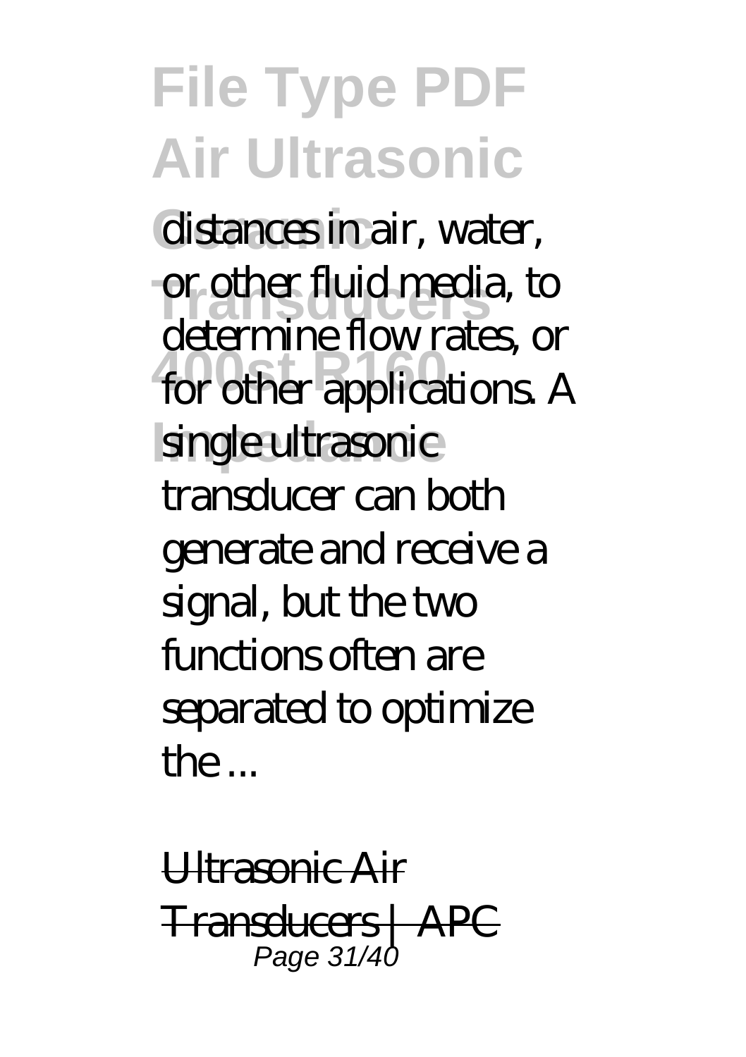distances in air, water, or other fluid media, to determine flow rates, or for other applications. A single ultrasonic transducer can both generate and receive a signal, but the two functions often are separated to optimize the ...

Ultrasonic Air Transducers | APC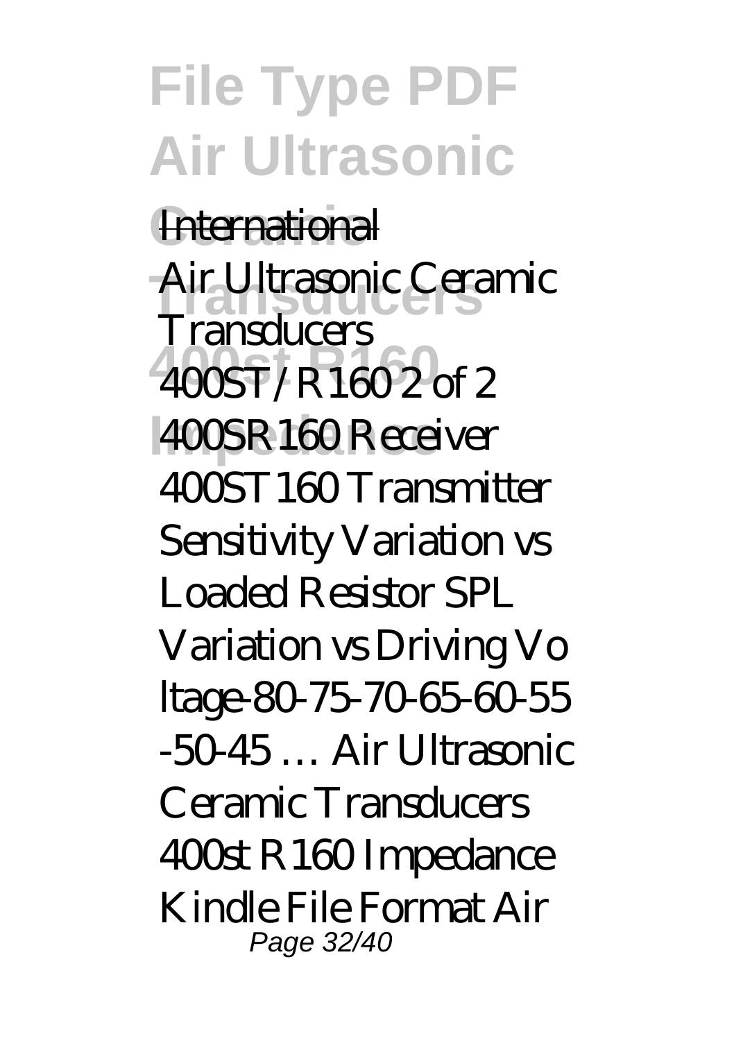International

Air Ultrasonic Ceramic Transducers 400ST/R160 2 of 2 400SR160 Receiver 400ST160 Transmitter Sensitivity Variation vs Loaded Resistor SPL Variation vs Driving Vo ltage-80-75-70-65-60-55 -50-45 … Air Ultrasonic Ceramic Transducers 400st R160 Impedance Kindle File Format Air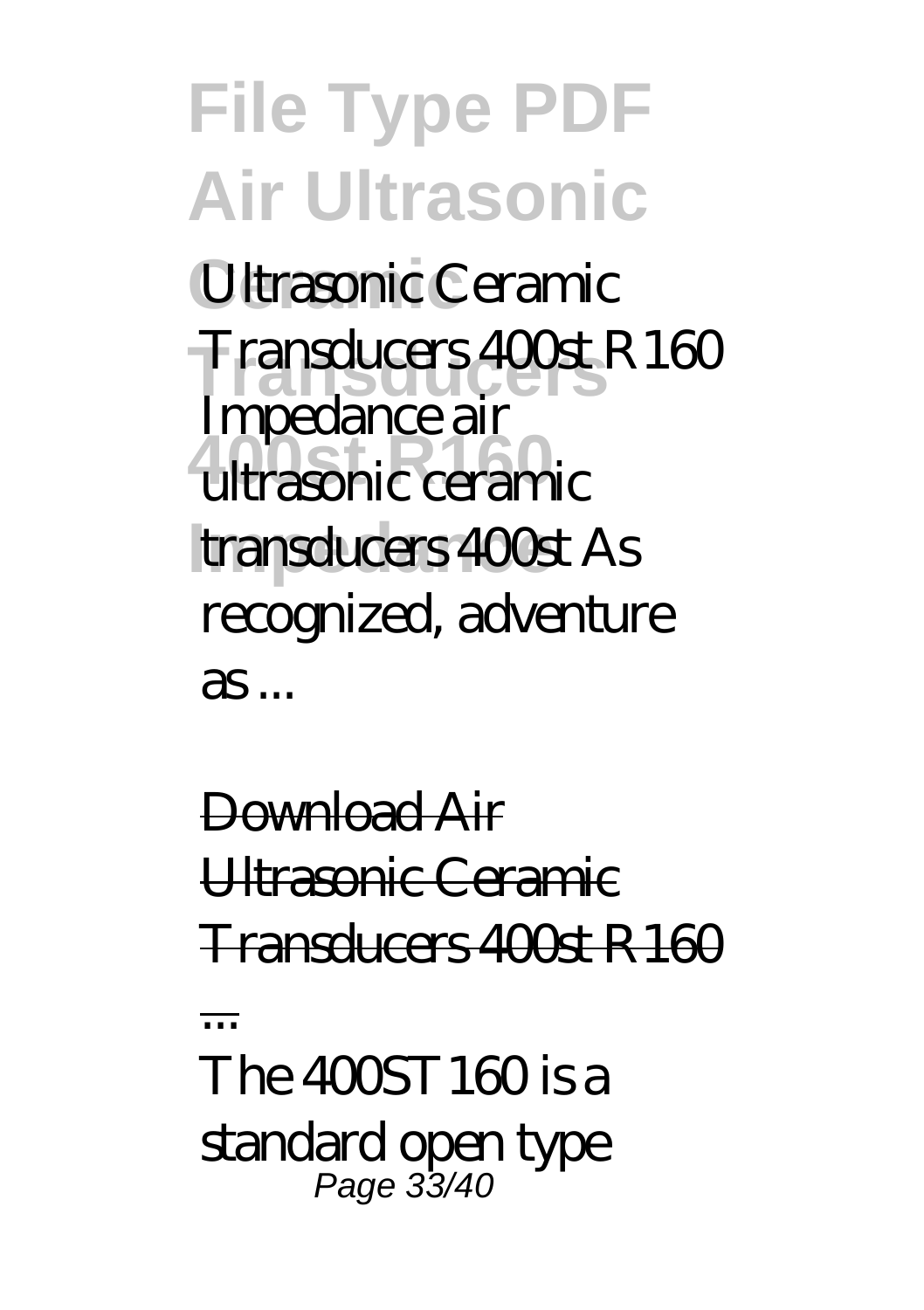Ultrasonic Ceramic Transducers 400st R160 Impedance air ultrasonic ceramic transducers 400st As recognized, adventure as ...

Download Air Ultrasonic Ceramic Transducers 400st R160 ...

The 400ST160 is a standard open type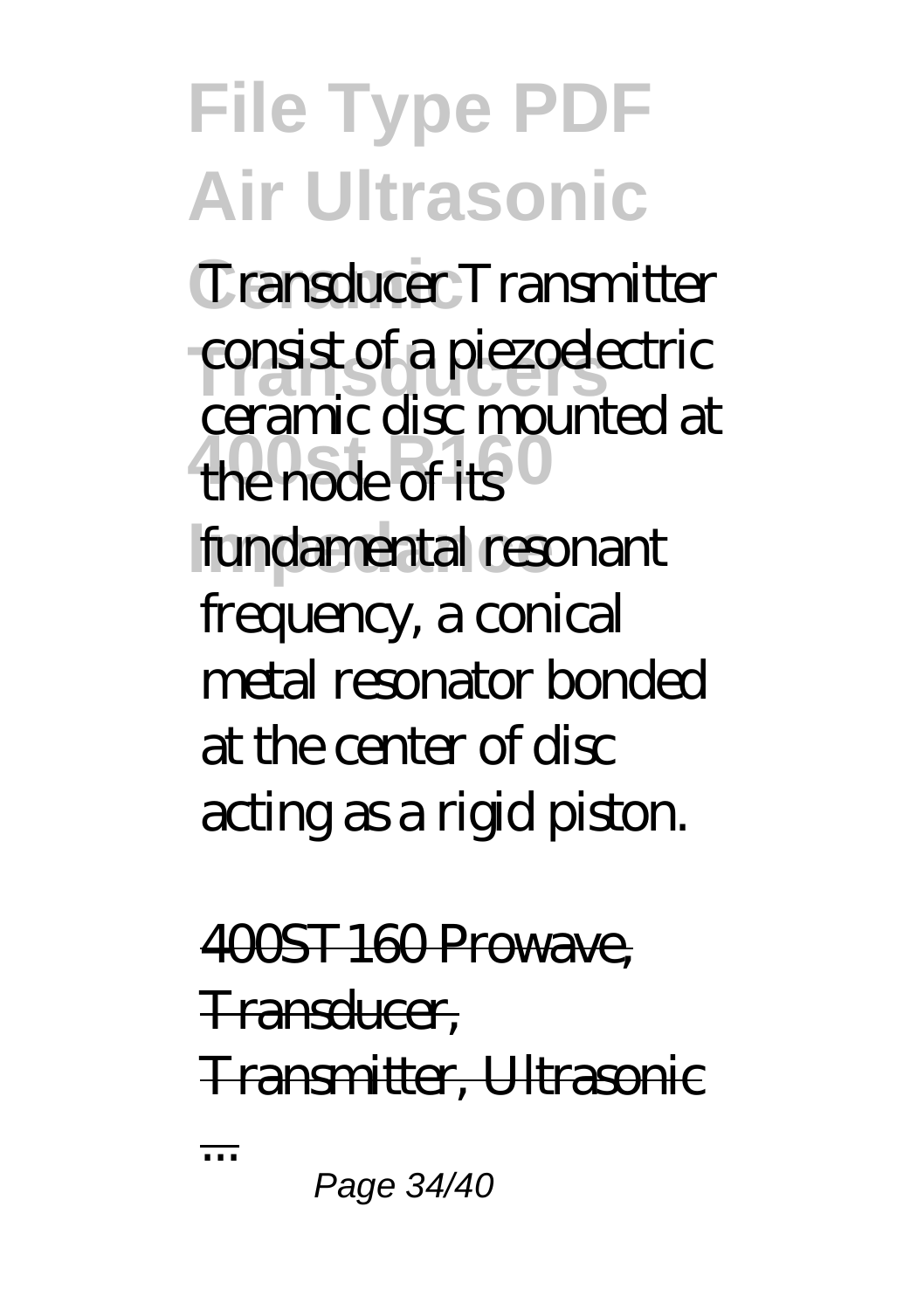Transducer Transmitter consist of a piezoelectric ceramic disc mounted at the node of its fundamental resonant frequency, a conical metal resonator bonded at the center of disc acting as a rigid piston.

400ST160 Prowave, Transducer, Transmitter, Ultrasonic ...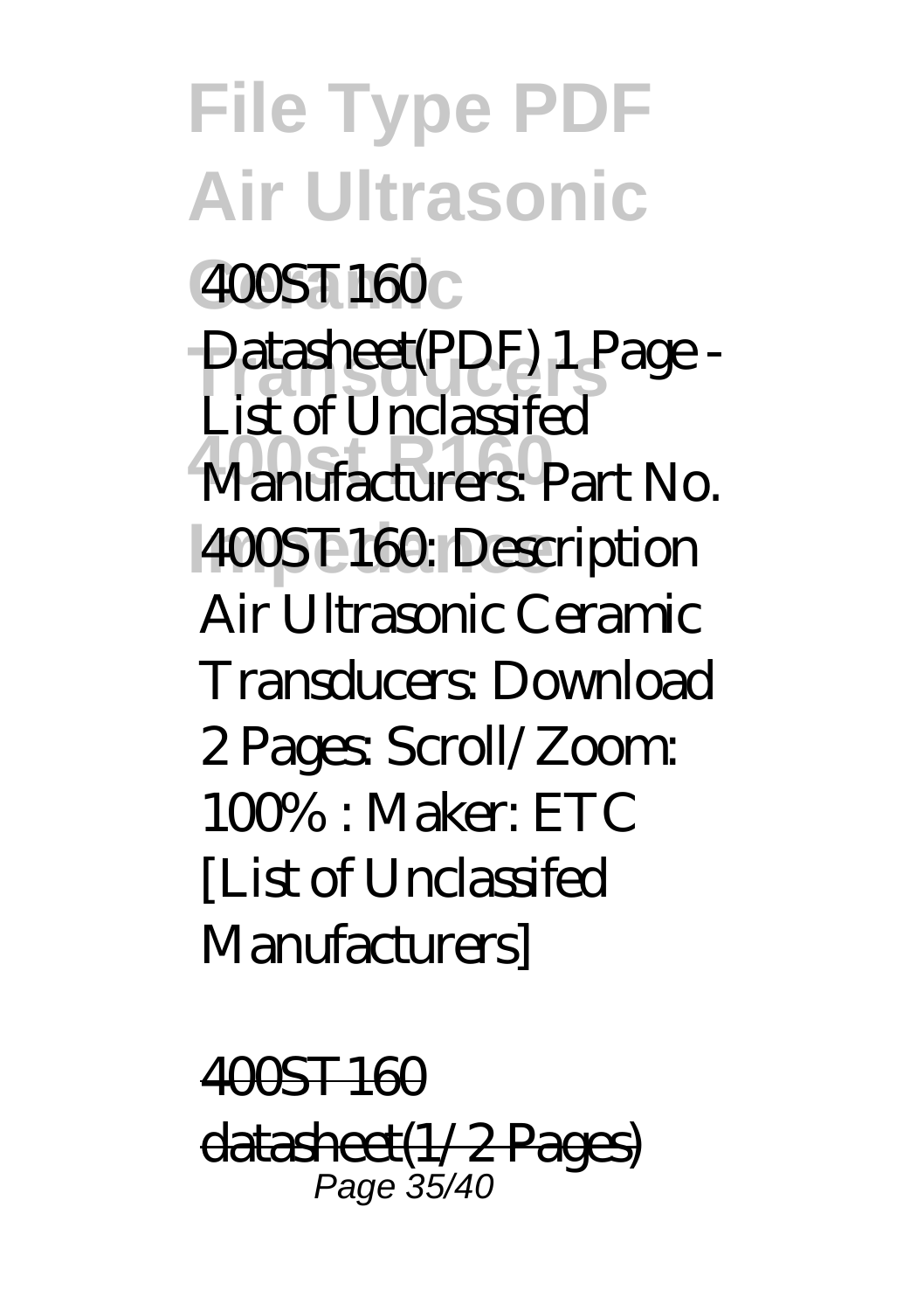400ST160 Datasheet(PDF) 1 Page - List of Unclassifed Manufacturers: Part No. 400ST160: Description Air Ultrasonic Ceramic Transducers: Download 2 Pages: Scroll/Zoom: 100% : Maker: ETC [List of Unclassifed Manufacturers]

400ST160 datasheet(1/2 Pages)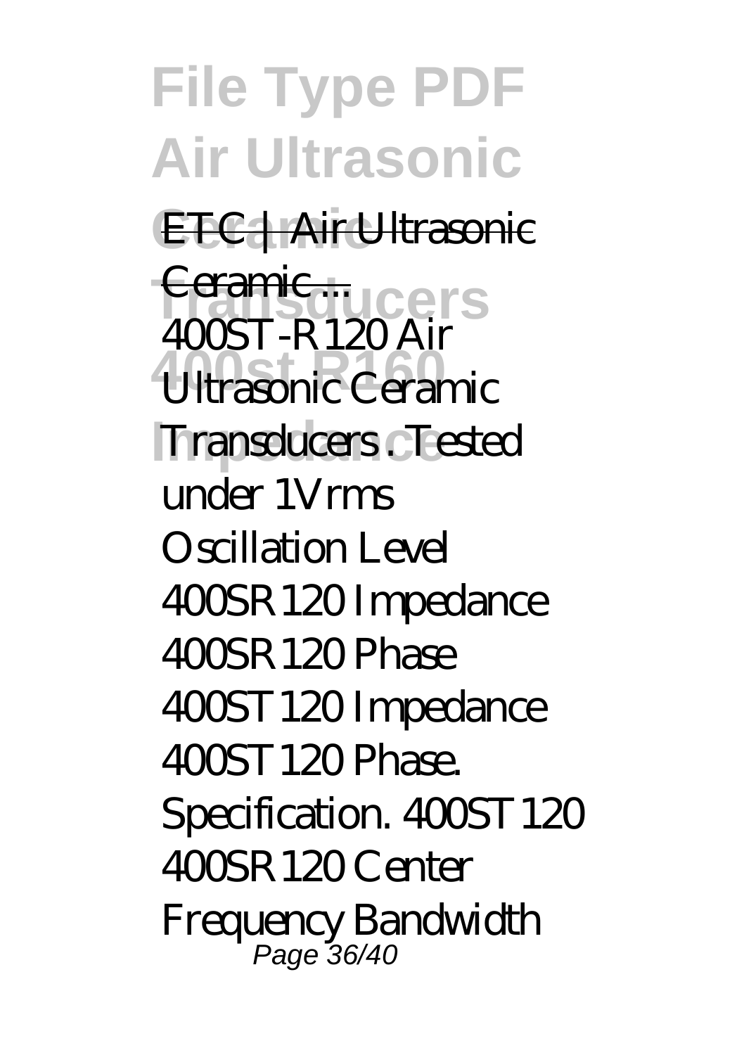ETC | Air Ultrasonic Ceramic ...

400ST-R120 Air Ultrasonic Ceramic Transducers . Tested under 1Vrms Oscillation Level 400SR120 Impedance 400SR120 Phase 400ST120 Impedance 400ST120 Phase. Specification. 400ST120 400SR120 Center Frequency Bandwidth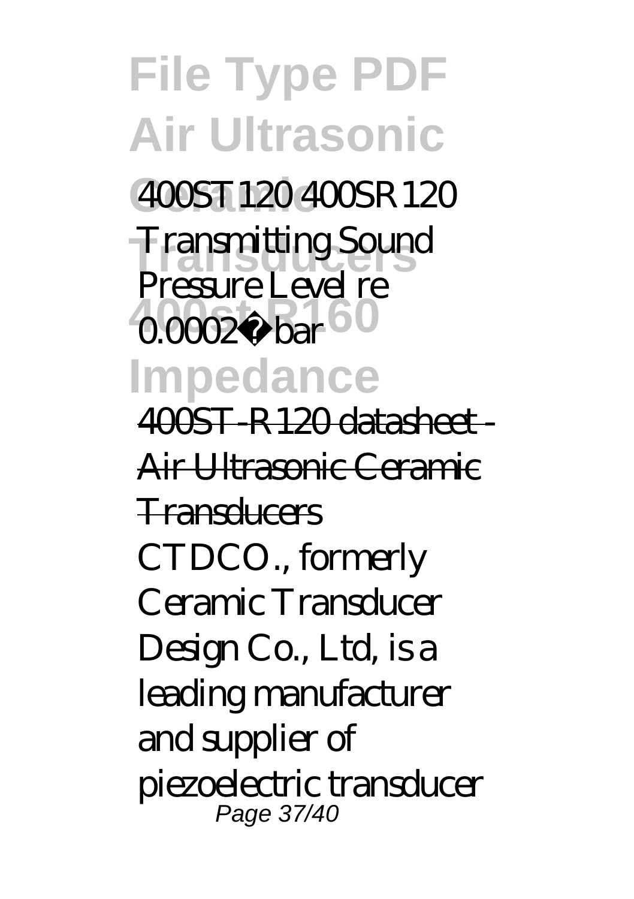400ST120 400SR120 Transmitting Sound Pressure Level re 0.0002µbar

400ST-R120 datasheet - Air Ultrasonic Ceramic Transducers

CTDCO., formerly Ceramic Transducer Design Co., Ltd, is a leading manufacturer and supplier of piezoelectric transducer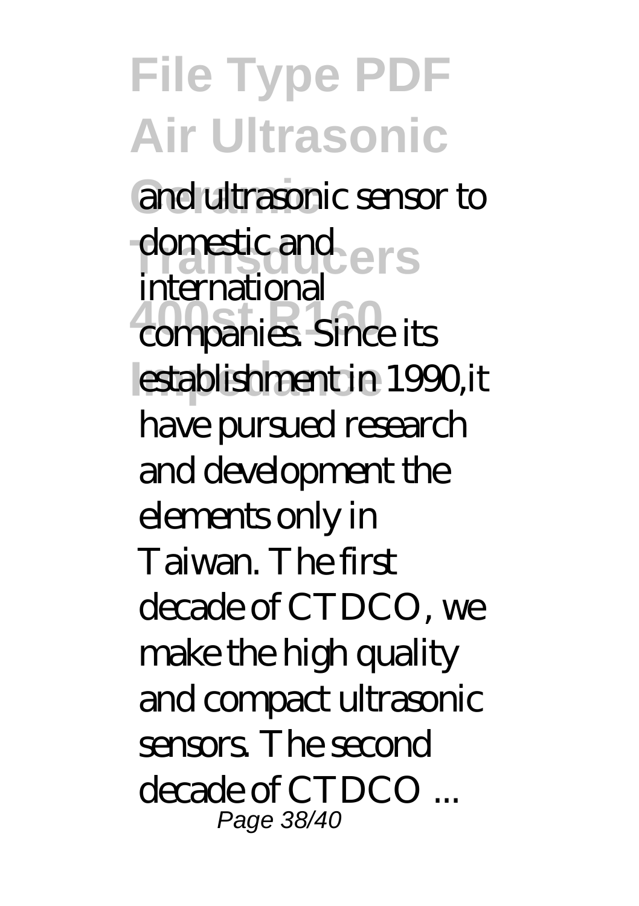and ultrasonic sensor to domestic and international companies. Since its establishment in 1990,it have pursued research and development the elements only in Taiwan. The first decade of CTDCO, we make the high quality and compact ultrasonic sensors. The second decade of CTDCO ...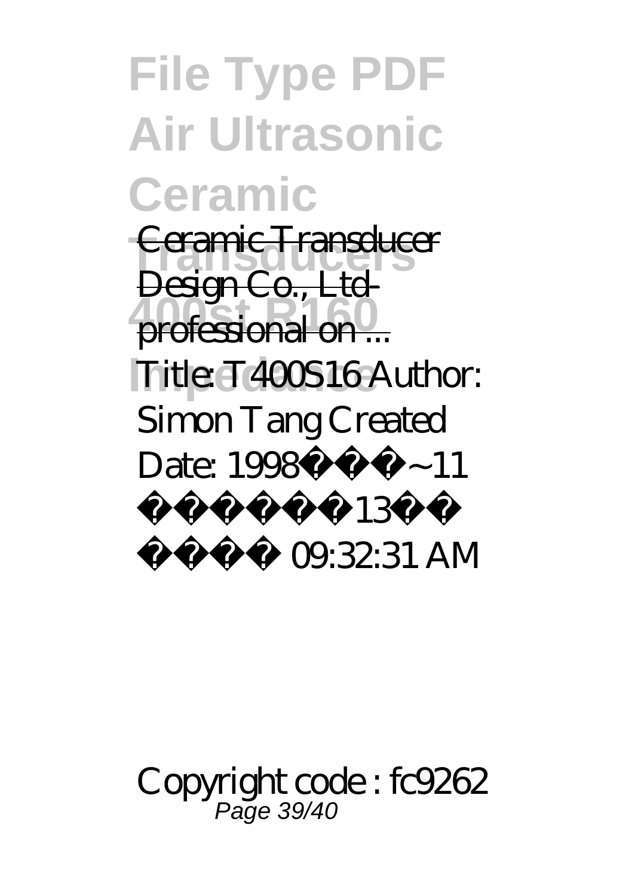Ceramic Transducer Design Co., Ltd-professional on ...

Title: T400S16 Author: Simon Tang Created Date: 1998 ~11 13 09:32:31 AM

Copyright code : fc9262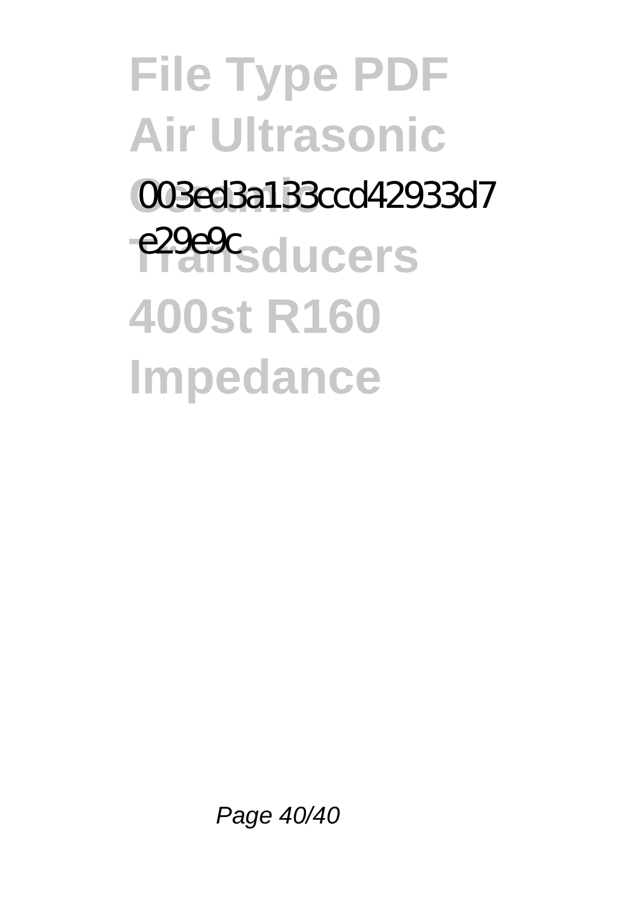003ed3a133ccd42933d7e29e9c